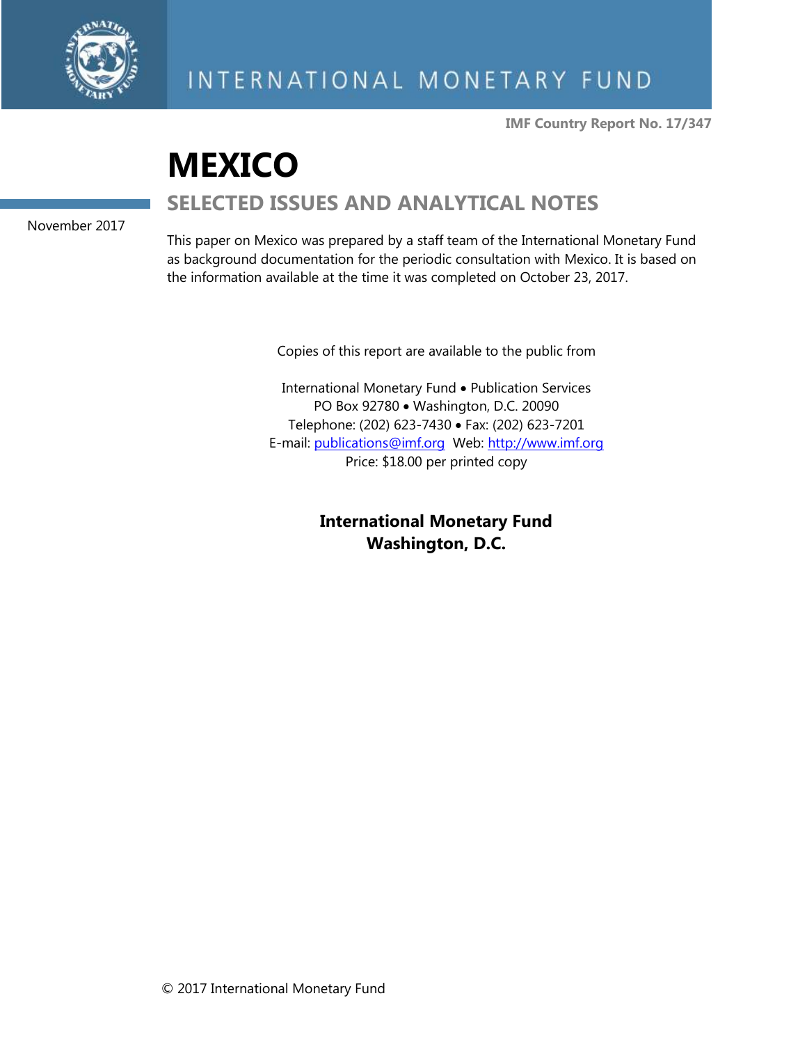INTERNATIONAL MONETARY FUND

**IMF Country Report No. 17/347**

# MEXICO

## SELECTED ISSUES AND ANALYTICAL NOTES

November 2017

This paper on Mexico was prepared by a staff team of the International Monetary Fund as background documentation for the periodic consultation with Mexico. It is based on the information available at the time it was completed on October 23, 2017.

Copies of this report are available to the public from

International Monetary Fund • Publication Services
PO Box 92780 • Washington, D.C. 20090
Telephone: (202) 623-7430 • Fax: (202) 623-7201
E-mail: publications@imf.org Web: http://www.imf.org
Price: $18.00 per printed copy

**International Monetary Fund**
**Washington, D.C.**

© 2017 International Monetary Fund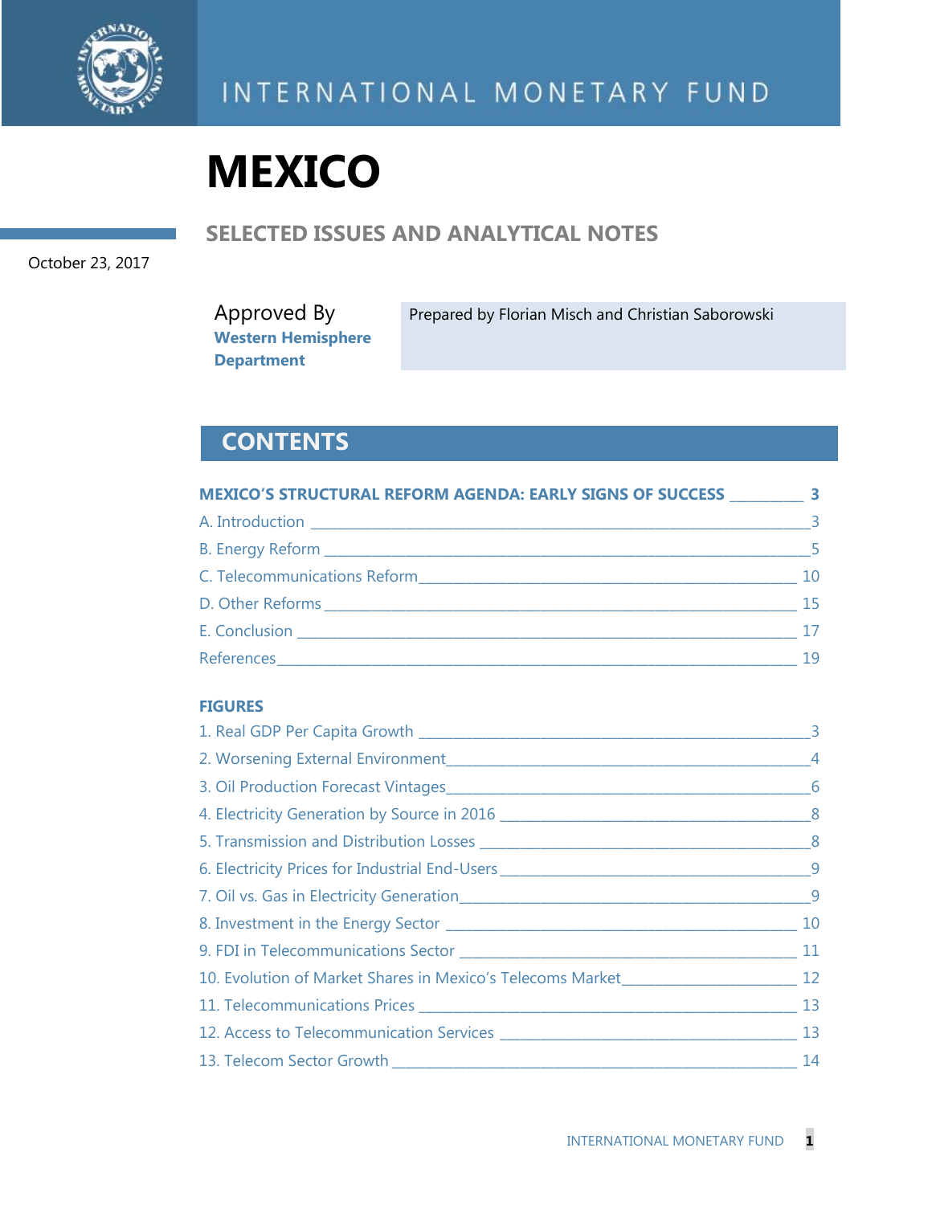INTERNATIONAL MONETARY FUND

# MEXICO

## SELECTED ISSUES AND ANALYTICAL NOTES

October 23, 2017

Approved By
**Western Hemisphere Department**

Prepared by Florian Misch and Christian Saborowski

## CONTENTS

**MEXICO'S STRUCTURAL REFORM AGENDA: EARLY SIGNS OF SUCCESS** ____ 3

A. Introduction ____ 3

B. Energy Reform ____ 5

C. Telecommunications Reform ____ 10

D. Other Reforms ____ 15

E. Conclusion ____ 17

References ____ 19

**FIGURES**

1. Real GDP Per Capita Growth ____ 3
2. Worsening External Environment ____ 4
3. Oil Production Forecast Vintages ____ 6
4. Electricity Generation by Source in 2016 ____ 8
5. Transmission and Distribution Losses ____ 8
6. Electricity Prices for Industrial End-Users ____ 9
7. Oil vs. Gas in Electricity Generation ____ 9
8. Investment in the Energy Sector ____ 10
9. FDI in Telecommunications Sector ____ 11
10. Evolution of Market Shares in Mexico's Telecoms Market ____ 12
11. Telecommunications Prices ____ 13
12. Access to Telecommunication Services ____ 13
13. Telecom Sector Growth ____ 14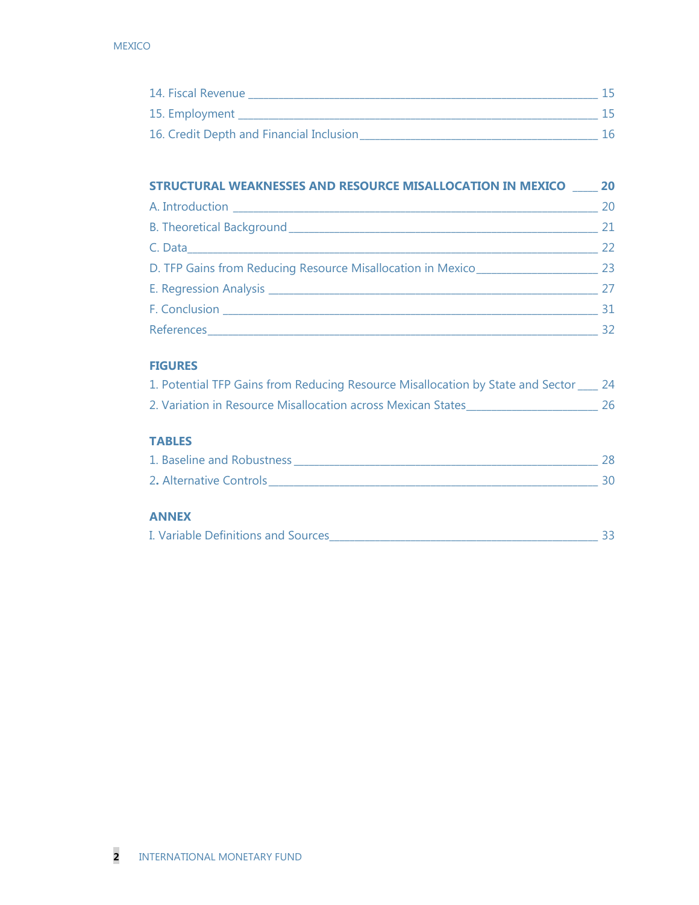14. Fiscal Revenue _______________________________________________ 15

15. Employment _______________________________________________ 15

16. Credit Depth and Financial Inclusion _______________________________________________ 16

**STRUCTURAL WEAKNESSES AND RESOURCE MISALLOCATION IN MEXICO ____ 20**

A. Introduction _______________________________________________ 20

B. Theoretical Background _______________________________________________ 21

C. Data _______________________________________________ 22

D. TFP Gains from Reducing Resource Misallocation in Mexico _______________________________________________ 23

E. Regression Analysis _______________________________________________ 27

F. Conclusion _______________________________________________ 31

References _______________________________________________ 32

**FIGURES**

1. Potential TFP Gains from Reducing Resource Misallocation by State and Sector ____ 24

2. Variation in Resource Misallocation across Mexican States _______________________________________________ 26

**TABLES**

1. Baseline and Robustness _______________________________________________ 28

2. Alternative Controls _______________________________________________ 30

**ANNEX**

I. Variable Definitions and Sources _______________________________________________ 33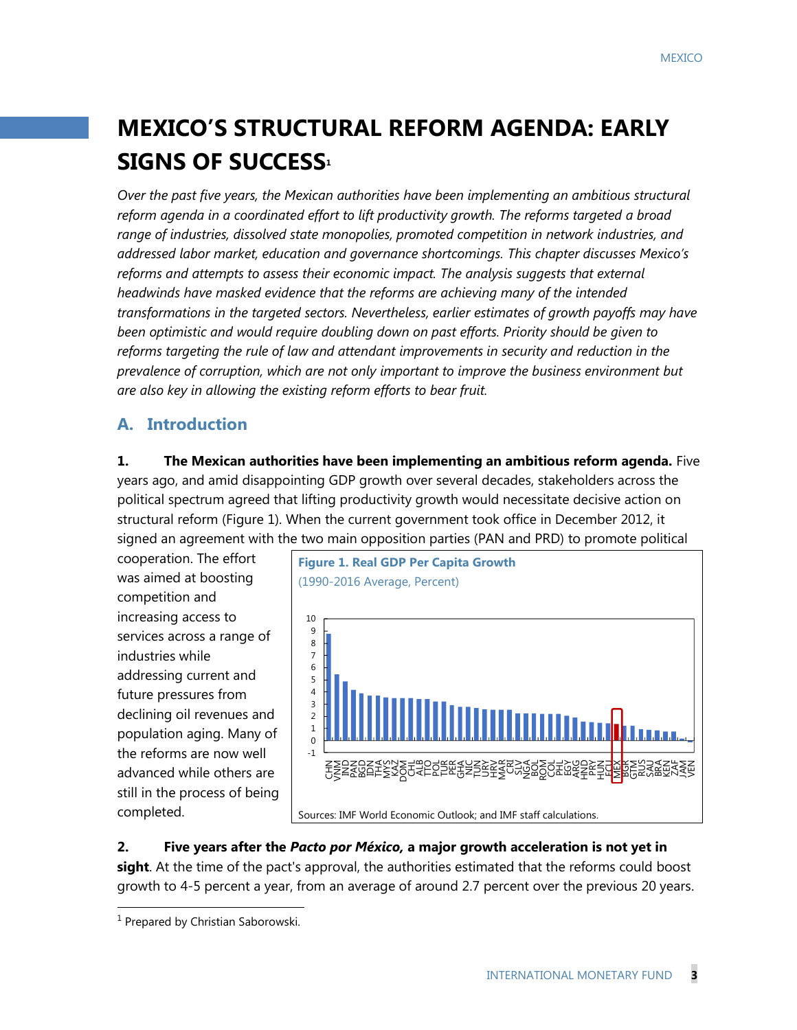# MEXICO'S STRUCTURAL REFORM AGENDA: EARLY SIGNS OF SUCCESS[1]

*Over the past five years, the Mexican authorities have been implementing an ambitious structural reform agenda in a coordinated effort to lift productivity growth. The reforms targeted a broad range of industries, dissolved state monopolies, promoted competition in network industries, and addressed labor market, education and governance shortcomings. This chapter discusses Mexico's reforms and attempts to assess their economic impact. The analysis suggests that external headwinds have masked evidence that the reforms are achieving many of the intended transformations in the targeted sectors. Nevertheless, earlier estimates of growth payoffs may have been optimistic and would require doubling down on past efforts. Priority should be given to reforms targeting the rule of law and attendant improvements in security and reduction in the prevalence of corruption, which are not only important to improve the business environment but are also key in allowing the existing reform efforts to bear fruit.*

## A. Introduction

**1. The Mexican authorities have been implementing an ambitious reform agenda.** Five years ago, and amid disappointing GDP growth over several decades, stakeholders across the political spectrum agreed that lifting productivity growth would necessitate decisive action on structural reform (Figure 1). When the current government took office in December 2012, it signed an agreement with the two main opposition parties (PAN and PRD) to promote political cooperation. The effort was aimed at boosting competition and increasing access to services across a range of industries while addressing current and future pressures from declining oil revenues and population aging. Many of the reforms are now well advanced while others are still in the process of being completed.

**Figure 1. Real GDP Per Capita Growth**

(1990-2016 Average, Percent)

Sources: IMF World Economic Outlook; and IMF staff calculations.

**2. Five years after the *Pacto por México,* a major growth acceleration is not yet in sight**. At the time of the pact's approval, the authorities estimated that the reforms could boost growth to 4-5 percent a year, from an average of around 2.7 percent over the previous 20 years.

[1] Prepared by Christian Saborowski.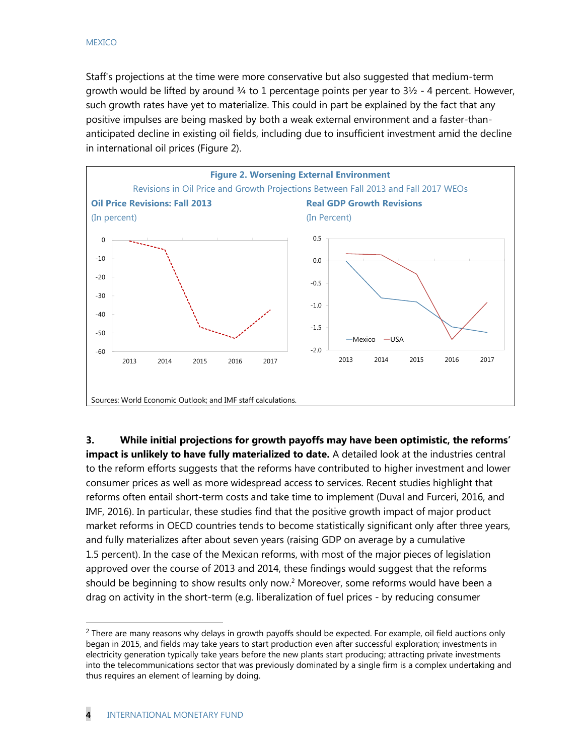Staff's projections at the time were more conservative but also suggested that medium-term growth would be lifted by around ¾ to 1 percentage points per year to 3½ - 4 percent. However, such growth rates have yet to materialize. This could in part be explained by the fact that any positive impulses are being masked by both a weak external environment and a faster-than-anticipated decline in existing oil fields, including due to insufficient investment amid the decline in international oil prices (Figure 2).

**Figure 2. Worsening External Environment**

Revisions in Oil Price and Growth Projections Between Fall 2013 and Fall 2017 WEOs

**Oil Price Revisions: Fall 2013**
(In percent)

**Real GDP Growth Revisions**
(In Percent)

Sources: World Economic Outlook; and IMF staff calculations.

**3. While initial projections for growth payoffs may have been optimistic, the reforms' impact is unlikely to have fully materialized to date.** A detailed look at the industries central to the reform efforts suggests that the reforms have contributed to higher investment and lower consumer prices as well as more widespread access to services. Recent studies highlight that reforms often entail short-term costs and take time to implement (Duval and Furceri, 2016, and IMF, 2016). In particular, these studies find that the positive growth impact of major product market reforms in OECD countries tends to become statistically significant only after three years, and fully materializes after about seven years (raising GDP on average by a cumulative 1.5 percent). In the case of the Mexican reforms, with most of the major pieces of legislation approved over the course of 2013 and 2014, these findings would suggest that the reforms should be beginning to show results only now.[2] Moreover, some reforms would have been a drag on activity in the short-term (e.g. liberalization of fuel prices - by reducing consumer

[2] There are many reasons why delays in growth payoffs should be expected. For example, oil field auctions only began in 2015, and fields may take years to start production even after successful exploration; investments in electricity generation typically take years before the new plants start producing; attracting private investments into the telecommunications sector that was previously dominated by a single firm is a complex undertaking and thus requires an element of learning by doing.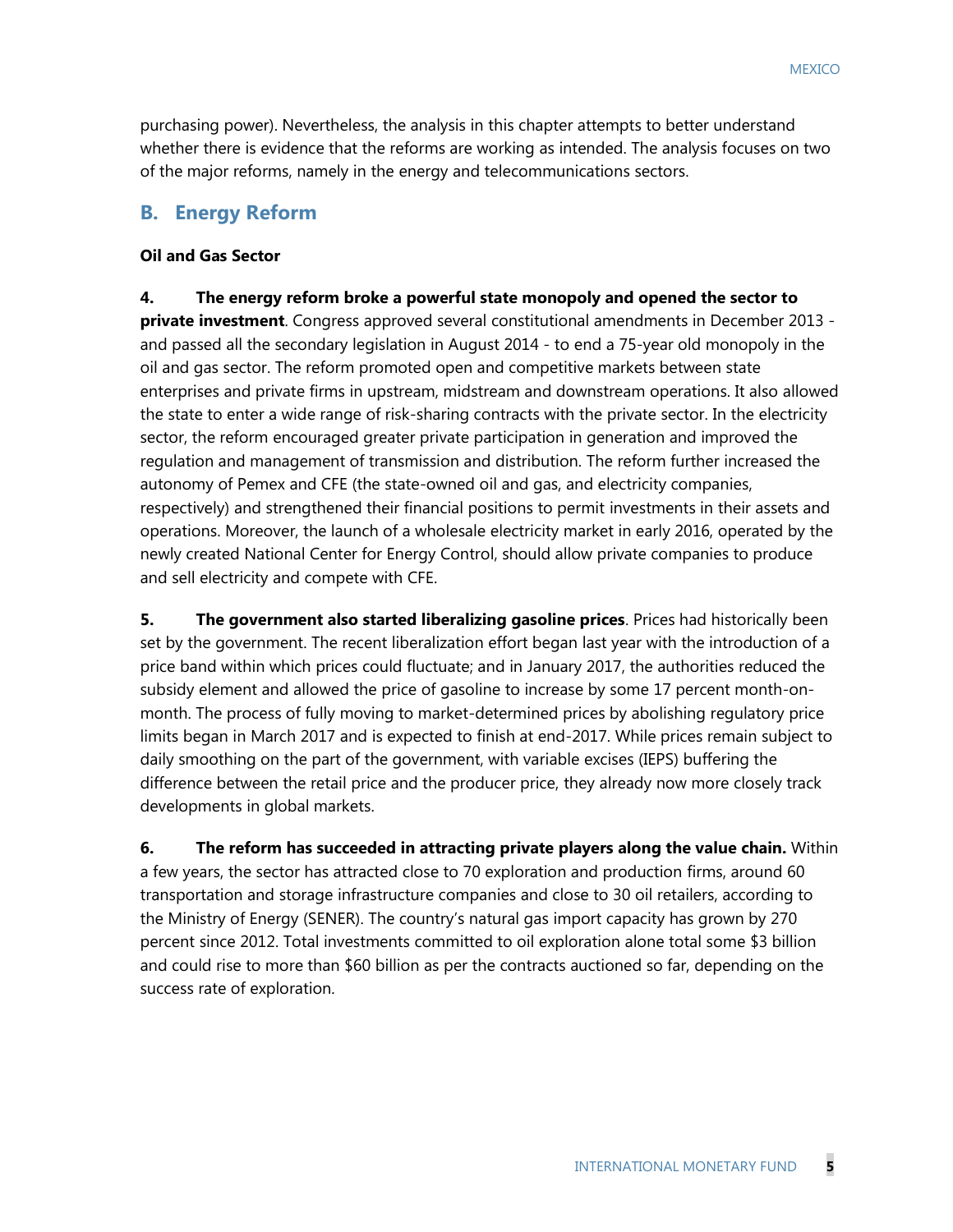purchasing power). Nevertheless, the analysis in this chapter attempts to better understand whether there is evidence that the reforms are working as intended. The analysis focuses on two of the major reforms, namely in the energy and telecommunications sectors.

## B. Energy Reform

**Oil and Gas Sector**

**4. The energy reform broke a powerful state monopoly and opened the sector to private investment**. Congress approved several constitutional amendments in December 2013 - and passed all the secondary legislation in August 2014 - to end a 75-year old monopoly in the oil and gas sector. The reform promoted open and competitive markets between state enterprises and private firms in upstream, midstream and downstream operations. It also allowed the state to enter a wide range of risk-sharing contracts with the private sector. In the electricity sector, the reform encouraged greater private participation in generation and improved the regulation and management of transmission and distribution. The reform further increased the autonomy of Pemex and CFE (the state-owned oil and gas, and electricity companies, respectively) and strengthened their financial positions to permit investments in their assets and operations. Moreover, the launch of a wholesale electricity market in early 2016, operated by the newly created National Center for Energy Control, should allow private companies to produce and sell electricity and compete with CFE.

**5. The government also started liberalizing gasoline prices**. Prices had historically been set by the government. The recent liberalization effort began last year with the introduction of a price band within which prices could fluctuate; and in January 2017, the authorities reduced the subsidy element and allowed the price of gasoline to increase by some 17 percent month-on-month. The process of fully moving to market-determined prices by abolishing regulatory price limits began in March 2017 and is expected to finish at end-2017. While prices remain subject to daily smoothing on the part of the government, with variable excises (IEPS) buffering the difference between the retail price and the producer price, they already now more closely track developments in global markets.

**6. The reform has succeeded in attracting private players along the value chain.** Within a few years, the sector has attracted close to 70 exploration and production firms, around 60 transportation and storage infrastructure companies and close to 30 oil retailers, according to the Ministry of Energy (SENER). The country's natural gas import capacity has grown by 270 percent since 2012. Total investments committed to oil exploration alone total some $3 billion and could rise to more than $60 billion as per the contracts auctioned so far, depending on the success rate of exploration.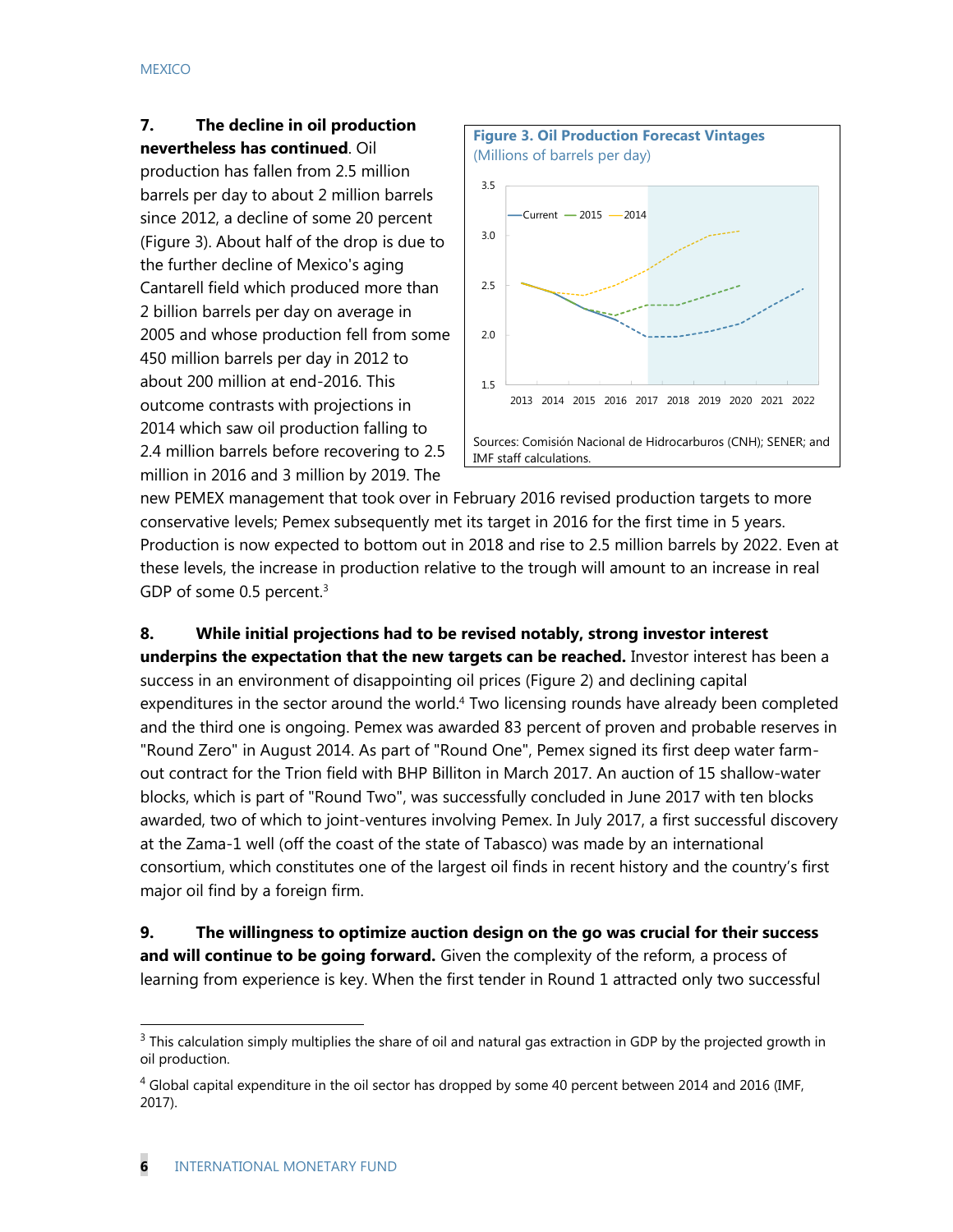**7. The decline in oil production nevertheless has continued**. Oil production has fallen from 2.5 million barrels per day to about 2 million barrels since 2012, a decline of some 20 percent (Figure 3). About half of the drop is due to the further decline of Mexico's aging Cantarell field which produced more than 2 billion barrels per day on average in 2005 and whose production fell from some 450 million barrels per day in 2012 to about 200 million at end-2016. This outcome contrasts with projections in 2014 which saw oil production falling to 2.4 million barrels before recovering to 2.5 million in 2016 and 3 million by 2019. The new PEMEX management that took over in February 2016 revised production targets to more conservative levels; Pemex subsequently met its target in 2016 for the first time in 5 years. Production is now expected to bottom out in 2018 and rise to 2.5 million barrels by 2022. Even at these levels, the increase in production relative to the trough will amount to an increase in real GDP of some 0.5 percent.[3]

**Figure 3. Oil Production Forecast Vintages**
(Millions of barrels per day)

Sources: Comisión Nacional de Hidrocarburos (CNH); SENER; and IMF staff calculations.

**8. While initial projections had to be revised notably, strong investor interest underpins the expectation that the new targets can be reached.** Investor interest has been a success in an environment of disappointing oil prices (Figure 2) and declining capital expenditures in the sector around the world.[4] Two licensing rounds have already been completed and the third one is ongoing. Pemex was awarded 83 percent of proven and probable reserves in "Round Zero" in August 2014. As part of "Round One", Pemex signed its first deep water farm-out contract for the Trion field with BHP Billiton in March 2017. An auction of 15 shallow-water blocks, which is part of "Round Two", was successfully concluded in June 2017 with ten blocks awarded, two of which to joint-ventures involving Pemex. In July 2017, a first successful discovery at the Zama-1 well (off the coast of the state of Tabasco) was made by an international consortium, which constitutes one of the largest oil finds in recent history and the country's first major oil find by a foreign firm.

**9. The willingness to optimize auction design on the go was crucial for their success and will continue to be going forward.** Given the complexity of the reform, a process of learning from experience is key. When the first tender in Round 1 attracted only two successful

---

[3] This calculation simply multiplies the share of oil and natural gas extraction in GDP by the projected growth in oil production.

[4] Global capital expenditure in the oil sector has dropped by some 40 percent between 2014 and 2016 (IMF, 2017).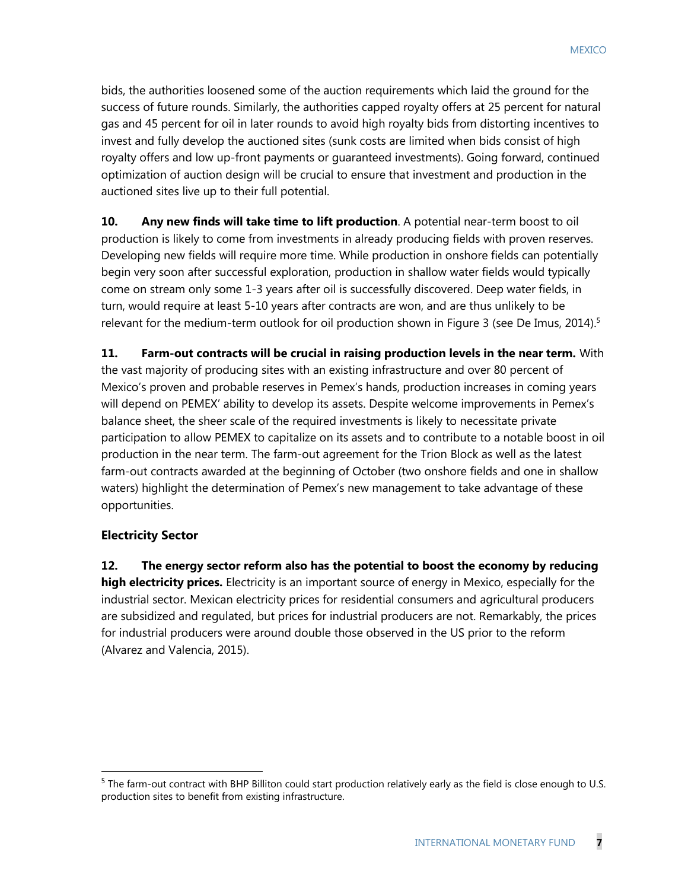bids, the authorities loosened some of the auction requirements which laid the ground for the success of future rounds. Similarly, the authorities capped royalty offers at 25 percent for natural gas and 45 percent for oil in later rounds to avoid high royalty bids from distorting incentives to invest and fully develop the auctioned sites (sunk costs are limited when bids consist of high royalty offers and low up-front payments or guaranteed investments). Going forward, continued optimization of auction design will be crucial to ensure that investment and production in the auctioned sites live up to their full potential.

**10. Any new finds will take time to lift production**. A potential near-term boost to oil production is likely to come from investments in already producing fields with proven reserves. Developing new fields will require more time. While production in onshore fields can potentially begin very soon after successful exploration, production in shallow water fields would typically come on stream only some 1-3 years after oil is successfully discovered. Deep water fields, in turn, would require at least 5-10 years after contracts are won, and are thus unlikely to be relevant for the medium-term outlook for oil production shown in Figure 3 (see De Imus, 2014).[5]

**11. Farm-out contracts will be crucial in raising production levels in the near term.** With the vast majority of producing sites with an existing infrastructure and over 80 percent of Mexico's proven and probable reserves in Pemex's hands, production increases in coming years will depend on PEMEX' ability to develop its assets. Despite welcome improvements in Pemex's balance sheet, the sheer scale of the required investments is likely to necessitate private participation to allow PEMEX to capitalize on its assets and to contribute to a notable boost in oil production in the near term. The farm-out agreement for the Trion Block as well as the latest farm-out contracts awarded at the beginning of October (two onshore fields and one in shallow waters) highlight the determination of Pemex's new management to take advantage of these opportunities.

### Electricity Sector

**12. The energy sector reform also has the potential to boost the economy by reducing high electricity prices.** Electricity is an important source of energy in Mexico, especially for the industrial sector. Mexican electricity prices for residential consumers and agricultural producers are subsidized and regulated, but prices for industrial producers are not. Remarkably, the prices for industrial producers were around double those observed in the US prior to the reform (Alvarez and Valencia, 2015).

---

[5] The farm-out contract with BHP Billiton could start production relatively early as the field is close enough to U.S. production sites to benefit from existing infrastructure.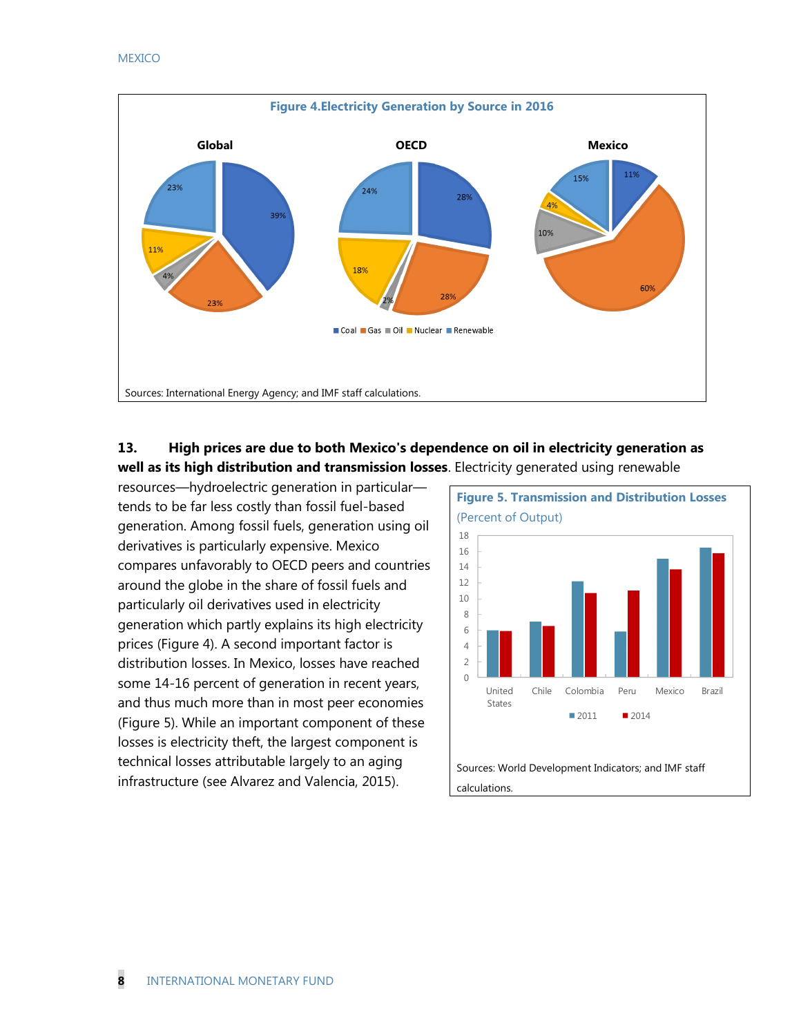**Figure 4.Electricity Generation by Source in 2016**

Sources: International Energy Agency; and IMF staff calculations.

**13. High prices are due to both Mexico's dependence on oil in electricity generation as well as its high distribution and transmission losses**. Electricity generated using renewable resources—hydroelectric generation in particular—tends to be far less costly than fossil fuel-based generation. Among fossil fuels, generation using oil derivatives is particularly expensive. Mexico compares unfavorably to OECD peers and countries around the globe in the share of fossil fuels and particularly oil derivatives used in electricity generation which partly explains its high electricity prices (Figure 4). A second important factor is distribution losses. In Mexico, losses have reached some 14-16 percent of generation in recent years, and thus much more than in most peer economies (Figure 5). While an important component of these losses is electricity theft, the largest component is technical losses attributable largely to an aging infrastructure (see Alvarez and Valencia, 2015).

**Figure 5. Transmission and Distribution Losses**
(Percent of Output)

Sources: World Development Indicators; and IMF staff calculations.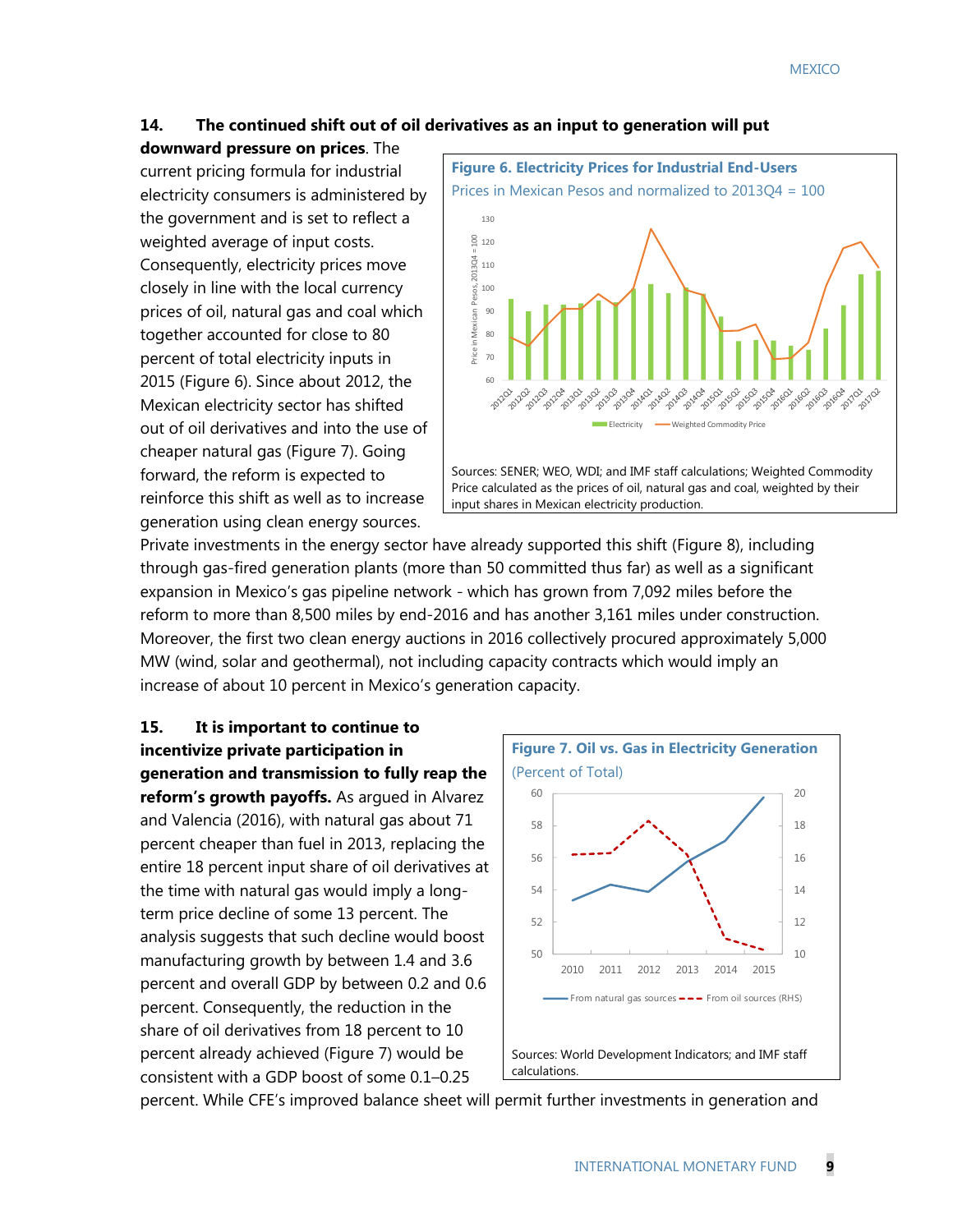**14. The continued shift out of oil derivatives as an input to generation will put downward pressure on prices**. The current pricing formula for industrial electricity consumers is administered by the government and is set to reflect a weighted average of input costs. Consequently, electricity prices move closely in line with the local currency prices of oil, natural gas and coal which together accounted for close to 80 percent of total electricity inputs in 2015 (Figure 6). Since about 2012, the Mexican electricity sector has shifted out of oil derivatives and into the use of cheaper natural gas (Figure 7). Going forward, the reform is expected to reinforce this shift as well as to increase generation using clean energy sources. Private investments in the energy sector have already supported this shift (Figure 8), including through gas-fired generation plants (more than 50 committed thus far) as well as a significant expansion in Mexico's gas pipeline network - which has grown from 7,092 miles before the reform to more than 8,500 miles by end-2016 and has another 3,161 miles under construction. Moreover, the first two clean energy auctions in 2016 collectively procured approximately 5,000 MW (wind, solar and geothermal), not including capacity contracts which would imply an increase of about 10 percent in Mexico's generation capacity.

**Figure 6. Electricity Prices for Industrial End-Users**

Prices in Mexican Pesos and normalized to 2013Q4 = 100

Sources: SENER; WEO, WDI; and IMF staff calculations; Weighted Commodity Price calculated as the prices of oil, natural gas and coal, weighted by their input shares in Mexican electricity production.

**15. It is important to continue to incentivize private participation in generation and transmission to fully reap the reform's growth payoffs.** As argued in Alvarez and Valencia (2016), with natural gas about 71 percent cheaper than fuel in 2013, replacing the entire 18 percent input share of oil derivatives at the time with natural gas would imply a long-term price decline of some 13 percent. The analysis suggests that such decline would boost manufacturing growth by between 1.4 and 3.6 percent and overall GDP by between 0.2 and 0.6 percent. Consequently, the reduction in the share of oil derivatives from 18 percent to 10 percent already achieved (Figure 7) would be consistent with a GDP boost of some 0.1–0.25 percent. While CFE's improved balance sheet will permit further investments in generation and

**Figure 7. Oil vs. Gas in Electricity Generation**

(Percent of Total)

Sources: World Development Indicators; and IMF staff calculations.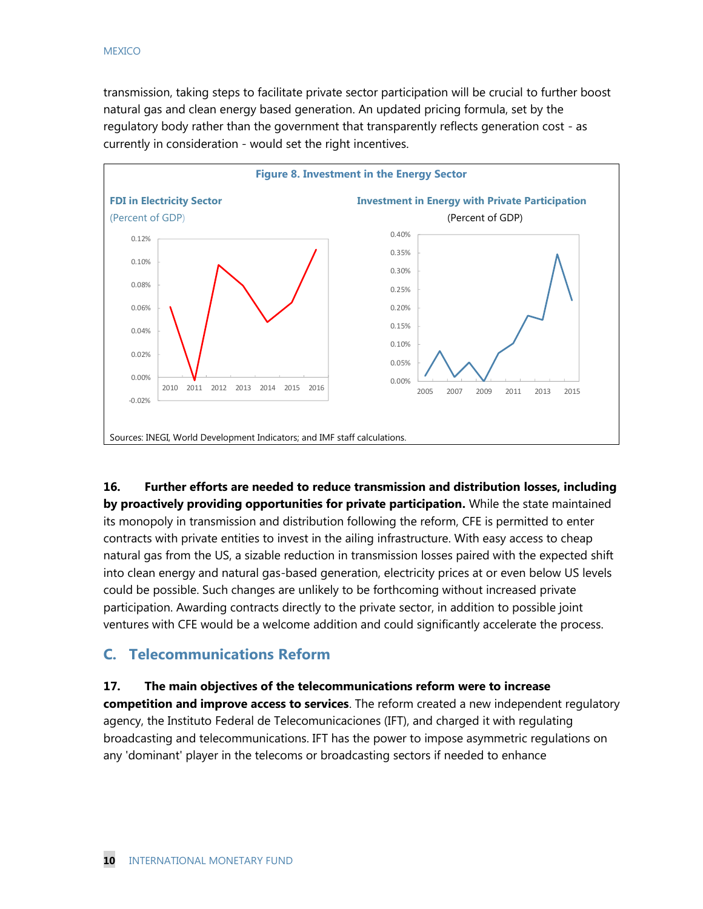transmission, taking steps to facilitate private sector participation will be crucial to further boost natural gas and clean energy based generation. An updated pricing formula, set by the regulatory body rather than the government that transparently reflects generation cost - as currently in consideration - would set the right incentives.

**Figure 8. Investment in the Energy Sector**

**FDI in Electricity Sector**
(Percent of GDP)

**Investment in Energy with Private Participation**
(Percent of GDP)

Sources: INEGI, World Development Indicators; and IMF staff calculations.

**16. Further efforts are needed to reduce transmission and distribution losses, including by proactively providing opportunities for private participation.** While the state maintained its monopoly in transmission and distribution following the reform, CFE is permitted to enter contracts with private entities to invest in the ailing infrastructure. With easy access to cheap natural gas from the US, a sizable reduction in transmission losses paired with the expected shift into clean energy and natural gas-based generation, electricity prices at or even below US levels could be possible. Such changes are unlikely to be forthcoming without increased private participation. Awarding contracts directly to the private sector, in addition to possible joint ventures with CFE would be a welcome addition and could significantly accelerate the process.

## C. Telecommunications Reform

**17. The main objectives of the telecommunications reform were to increase competition and improve access to services**. The reform created a new independent regulatory agency, the Instituto Federal de Telecomunicaciones (IFT), and charged it with regulating broadcasting and telecommunications. IFT has the power to impose asymmetric regulations on any 'dominant' player in the telecoms or broadcasting sectors if needed to enhance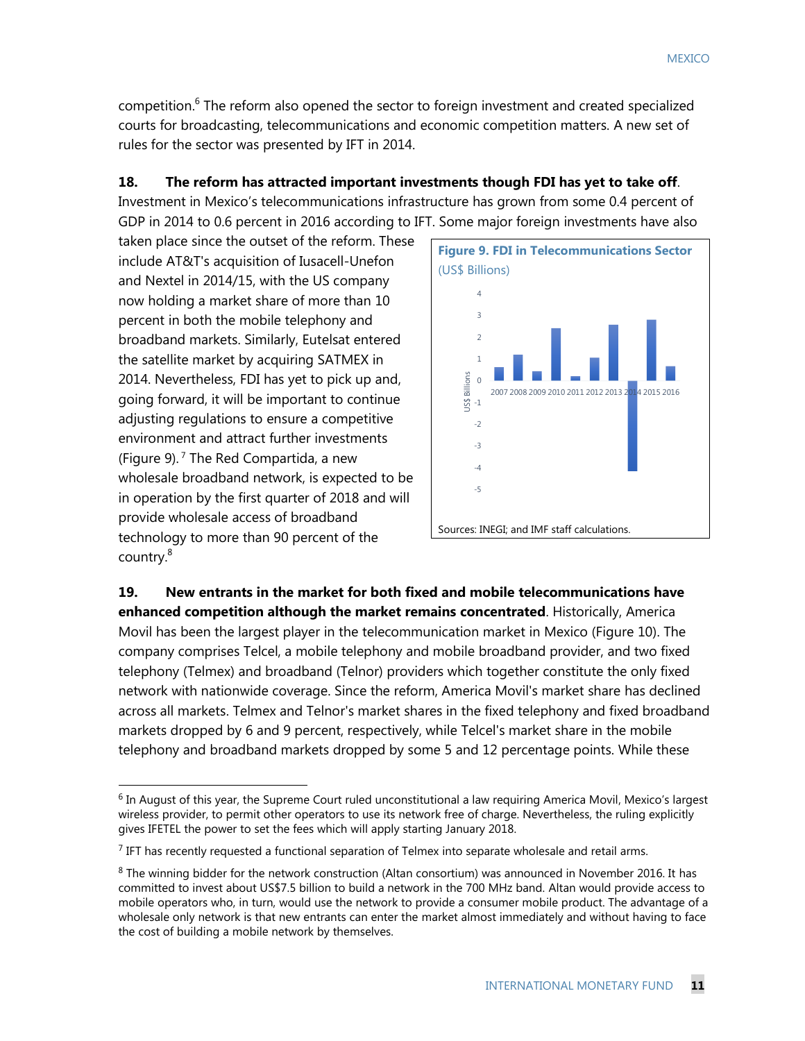competition.[6] The reform also opened the sector to foreign investment and created specialized courts for broadcasting, telecommunications and economic competition matters. A new set of rules for the sector was presented by IFT in 2014.

**18. The reform has attracted important investments though FDI has yet to take off**. Investment in Mexico's telecommunications infrastructure has grown from some 0.4 percent of GDP in 2014 to 0.6 percent in 2016 according to IFT. Some major foreign investments have also taken place since the outset of the reform. These include AT&T's acquisition of Iusacell-Unefon and Nextel in 2014/15, with the US company now holding a market share of more than 10 percent in both the mobile telephony and broadband markets. Similarly, Eutelsat entered the satellite market by acquiring SATMEX in 2014. Nevertheless, FDI has yet to pick up and, going forward, it will be important to continue adjusting regulations to ensure a competitive environment and attract further investments (Figure 9).[7] The Red Compartida, a new wholesale broadband network, is expected to be in operation by the first quarter of 2018 and will provide wholesale access of broadband technology to more than 90 percent of the country.[8]

**Figure 9. FDI in Telecommunications Sector**
(US$ Billions)

Sources: INEGI; and IMF staff calculations.

**19. New entrants in the market for both fixed and mobile telecommunications have enhanced competition although the market remains concentrated**. Historically, America Movil has been the largest player in the telecommunication market in Mexico (Figure 10). The company comprises Telcel, a mobile telephony and mobile broadband provider, and two fixed telephony (Telmex) and broadband (Telnor) providers which together constitute the only fixed network with nationwide coverage. Since the reform, America Movil's market share has declined across all markets. Telmex and Telnor's market shares in the fixed telephony and fixed broadband markets dropped by 6 and 9 percent, respectively, while Telcel's market share in the mobile telephony and broadband markets dropped by some 5 and 12 percentage points. While these

[6] In August of this year, the Supreme Court ruled unconstitutional a law requiring America Movil, Mexico's largest wireless provider, to permit other operators to use its network free of charge. Nevertheless, the ruling explicitly gives IFETEL the power to set the fees which will apply starting January 2018.

[7] IFT has recently requested a functional separation of Telmex into separate wholesale and retail arms.

[8] The winning bidder for the network construction (Altan consortium) was announced in November 2016. It has committed to invest about US$7.5 billion to build a network in the 700 MHz band. Altan would provide access to mobile operators who, in turn, would use the network to provide a consumer mobile product. The advantage of a wholesale only network is that new entrants can enter the market almost immediately and without having to face the cost of building a mobile network by themselves.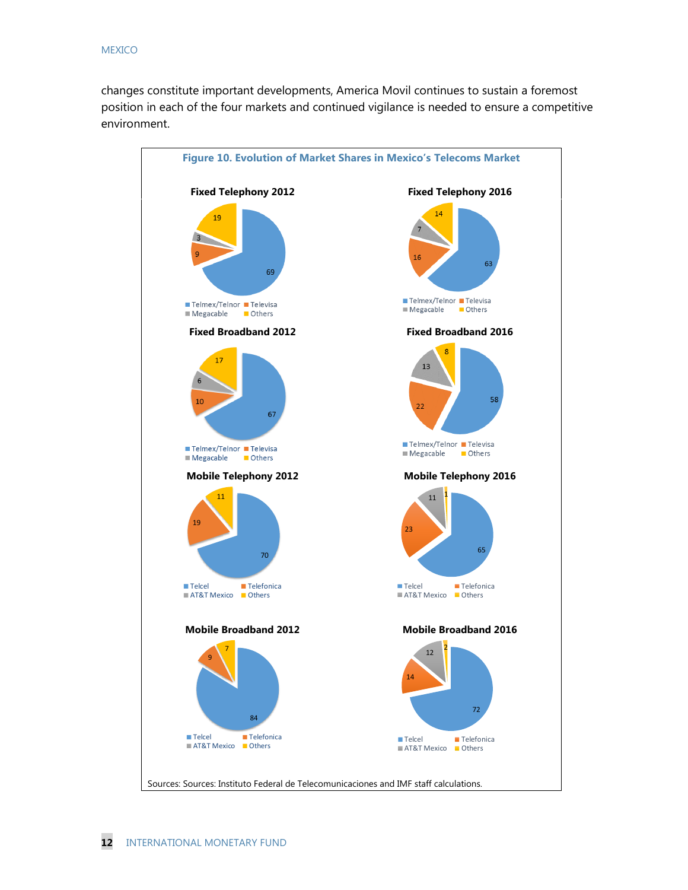changes constitute important developments, America Movil continues to sustain a foremost position in each of the four markets and continued vigilance is needed to ensure a competitive environment.

**Figure 10. Evolution of Market Shares in Mexico's Telecoms Market**

**Fixed Telephony 2012**

| Telmex/Telnor | Televisa | Megacable | Others |
|---|---|---|---|
| 69 | 9 | 3 | 19 |

**Fixed Telephony 2016**

| Telmex/Telnor | Televisa | Megacable | Others |
|---|---|---|---|
| 63 | 16 | 7 | 14 |

**Fixed Broadband 2012**

| Telmex/Telnor | Televisa | Megacable | Others |
|---|---|---|---|
| 67 | 10 | 6 | 17 |

**Fixed Broadband 2016**

| Telmex/Telnor | Televisa | Megacable | Others |
|---|---|---|---|
| 58 | 22 | 13 | 8 |

**Mobile Telephony 2012**

| Telcel | Telefonica | AT&T Mexico | Others |
|---|---|---|---|
| 70 | 19 | | 11 |

**Mobile Telephony 2016**

| Telcel | Telefonica | AT&T Mexico | Others |
|---|---|---|---|
| 65 | 23 | 11 | 1 |

**Mobile Broadband 2012**

| Telcel | Telefonica | AT&T Mexico | Others |
|---|---|---|---|
| 84 | 9 | | 7 |

**Mobile Broadband 2016**

| Telcel | Telefonica | AT&T Mexico | Others |
|---|---|---|---|
| 72 | 14 | 12 | 2 |

Sources: Sources: Instituto Federal de Telecomunicaciones and IMF staff calculations.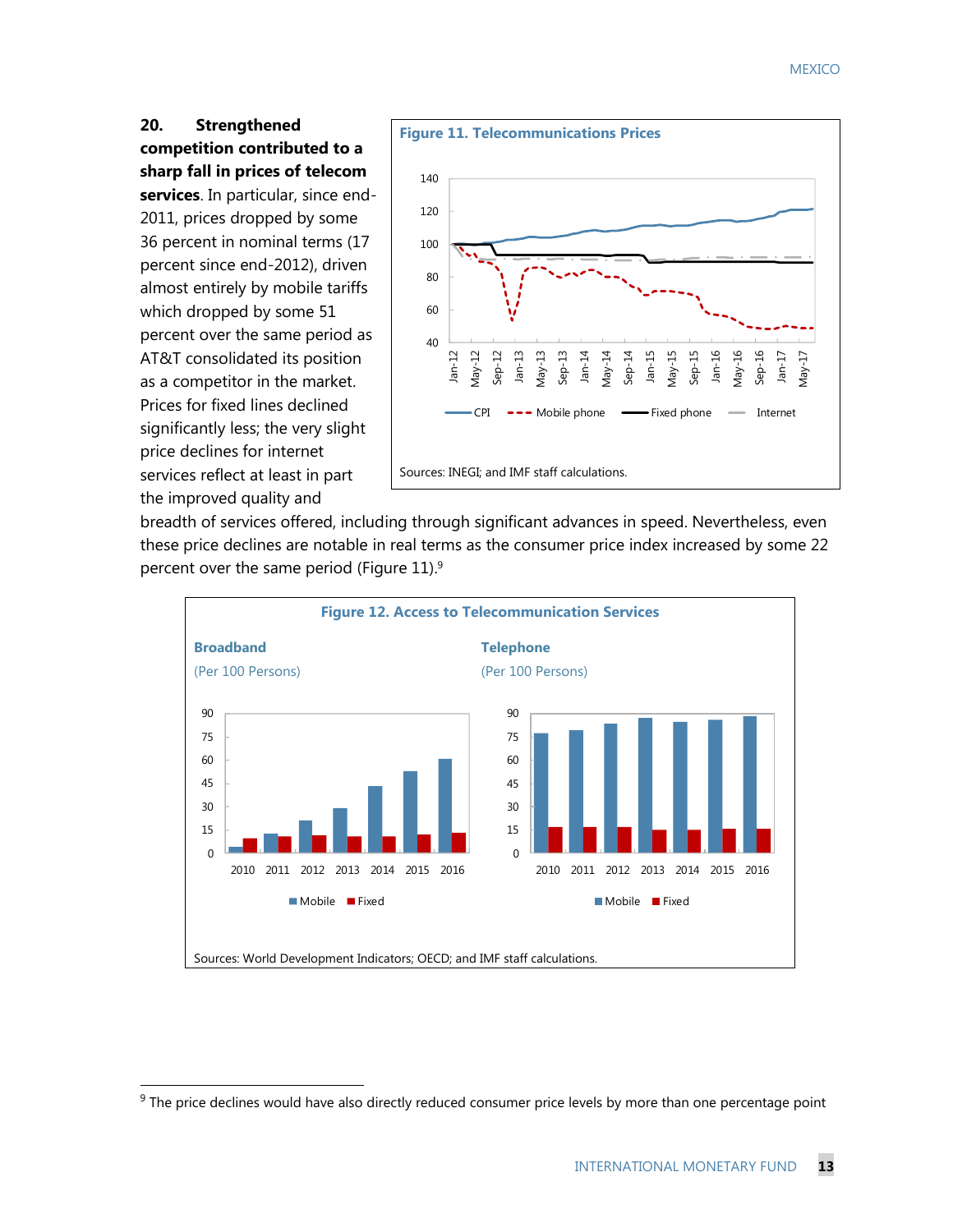**20. Strengthened competition contributed to a sharp fall in prices of telecom services**. In particular, since end-2011, prices dropped by some 36 percent in nominal terms (17 percent since end-2012), driven almost entirely by mobile tariffs which dropped by some 51 percent over the same period as AT&T consolidated its position as a competitor in the market. Prices for fixed lines declined significantly less; the very slight price declines for internet services reflect at least in part the improved quality and breadth of services offered, including through significant advances in speed. Nevertheless, even these price declines are notable in real terms as the consumer price index increased by some 22 percent over the same period (Figure 11).[9]

**Figure 11. Telecommunications Prices**

Sources: INEGI; and IMF staff calculations.

**Figure 12. Access to Telecommunication Services**

Sources: World Development Indicators; OECD; and IMF staff calculations.

[9] The price declines would have also directly reduced consumer price levels by more than one percentage point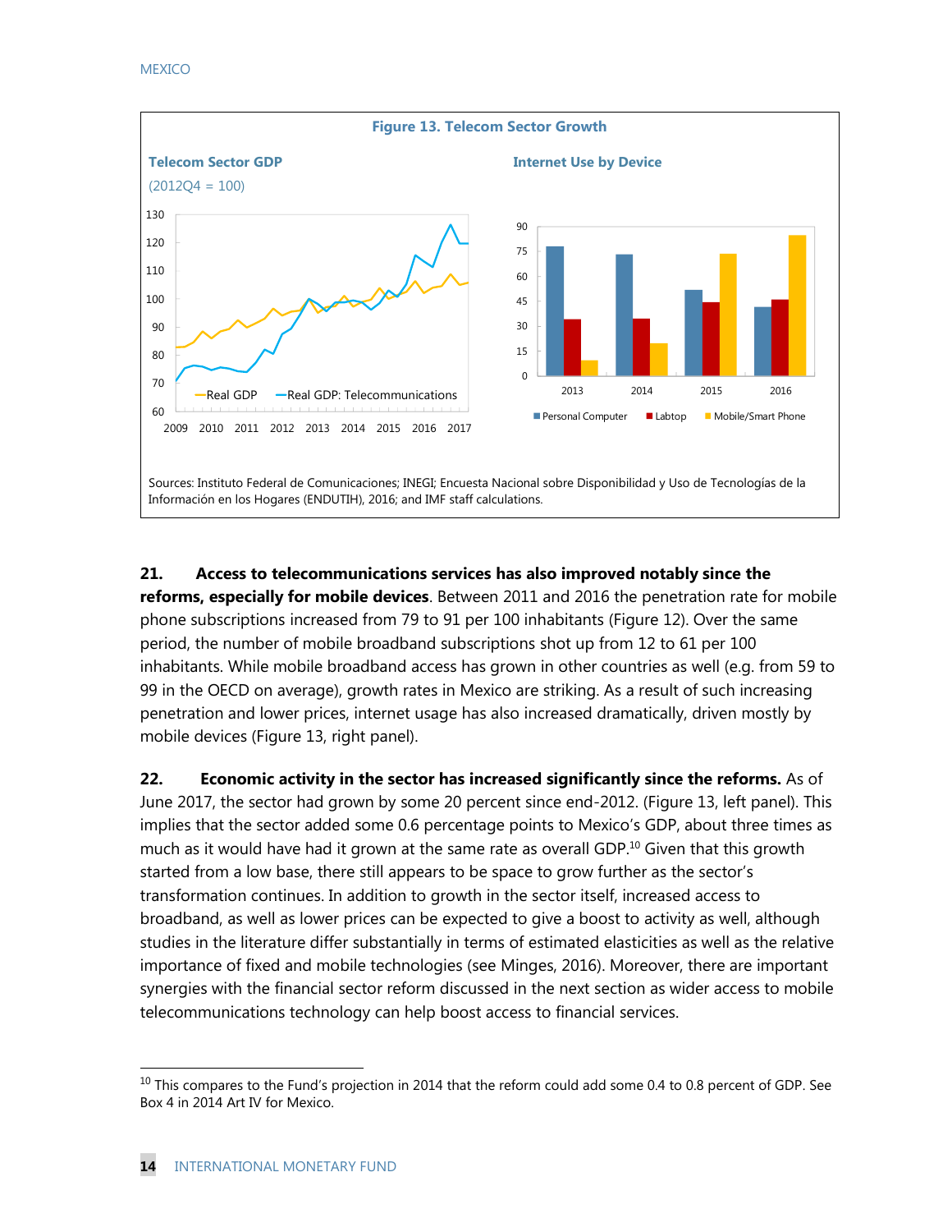**Figure 13. Telecom Sector Growth**

Telecom Sector GDP (2012Q4 = 100)

Internet Use by Device

Sources: Instituto Federal de Comunicaciones; INEGI; Encuesta Nacional sobre Disponibilidad y Uso de Tecnologías de la Información en los Hogares (ENDUTIH), 2016; and IMF staff calculations.

**21. Access to telecommunications services has also improved notably since the reforms, especially for mobile devices**. Between 2011 and 2016 the penetration rate for mobile phone subscriptions increased from 79 to 91 per 100 inhabitants (Figure 12). Over the same period, the number of mobile broadband subscriptions shot up from 12 to 61 per 100 inhabitants. While mobile broadband access has grown in other countries as well (e.g. from 59 to 99 in the OECD on average), growth rates in Mexico are striking. As a result of such increasing penetration and lower prices, internet usage has also increased dramatically, driven mostly by mobile devices (Figure 13, right panel).

**22. Economic activity in the sector has increased significantly since the reforms.** As of June 2017, the sector had grown by some 20 percent since end-2012. (Figure 13, left panel). This implies that the sector added some 0.6 percentage points to Mexico's GDP, about three times as much as it would have had it grown at the same rate as overall GDP.[10] Given that this growth started from a low base, there still appears to be space to grow further as the sector's transformation continues. In addition to growth in the sector itself, increased access to broadband, as well as lower prices can be expected to give a boost to activity as well, although studies in the literature differ substantially in terms of estimated elasticities as well as the relative importance of fixed and mobile technologies (see Minges, 2016). Moreover, there are important synergies with the financial sector reform discussed in the next section as wider access to mobile telecommunications technology can help boost access to financial services.

[10] This compares to the Fund's projection in 2014 that the reform could add some 0.4 to 0.8 percent of GDP. See Box 4 in 2014 Art IV for Mexico.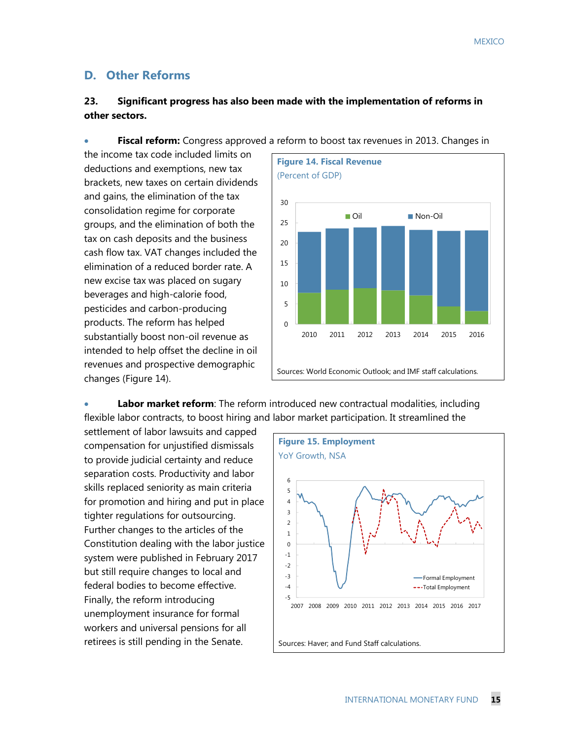## D. Other Reforms

**23. Significant progress has also been made with the implementation of reforms in other sectors.**

- **Fiscal reform:** Congress approved a reform to boost tax revenues in 2013. Changes in the income tax code included limits on deductions and exemptions, new tax brackets, new taxes on certain dividends and gains, the elimination of the tax consolidation regime for corporate groups, and the elimination of both the tax on cash deposits and the business cash flow tax. VAT changes included the elimination of a reduced border rate. A new excise tax was placed on sugary beverages and high-calorie food, pesticides and carbon-producing products. The reform has helped substantially boost non-oil revenue as intended to help offset the decline in oil revenues and prospective demographic changes (Figure 14).

**Figure 14. Fiscal Revenue**
(Percent of GDP)

Sources: World Economic Outlook; and IMF staff calculations.

- **Labor market reform**: The reform introduced new contractual modalities, including flexible labor contracts, to boost hiring and labor market participation. It streamlined the settlement of labor lawsuits and capped compensation for unjustified dismissals to provide judicial certainty and reduce separation costs. Productivity and labor skills replaced seniority as main criteria for promotion and hiring and put in place tighter regulations for outsourcing. Further changes to the articles of the Constitution dealing with the labor justice system were published in February 2017 but still require changes to local and federal bodies to become effective. Finally, the reform introducing unemployment insurance for formal workers and universal pensions for all retirees is still pending in the Senate.

**Figure 15. Employment**
YoY Growth, NSA

Sources: Haver; and Fund Staff calculations.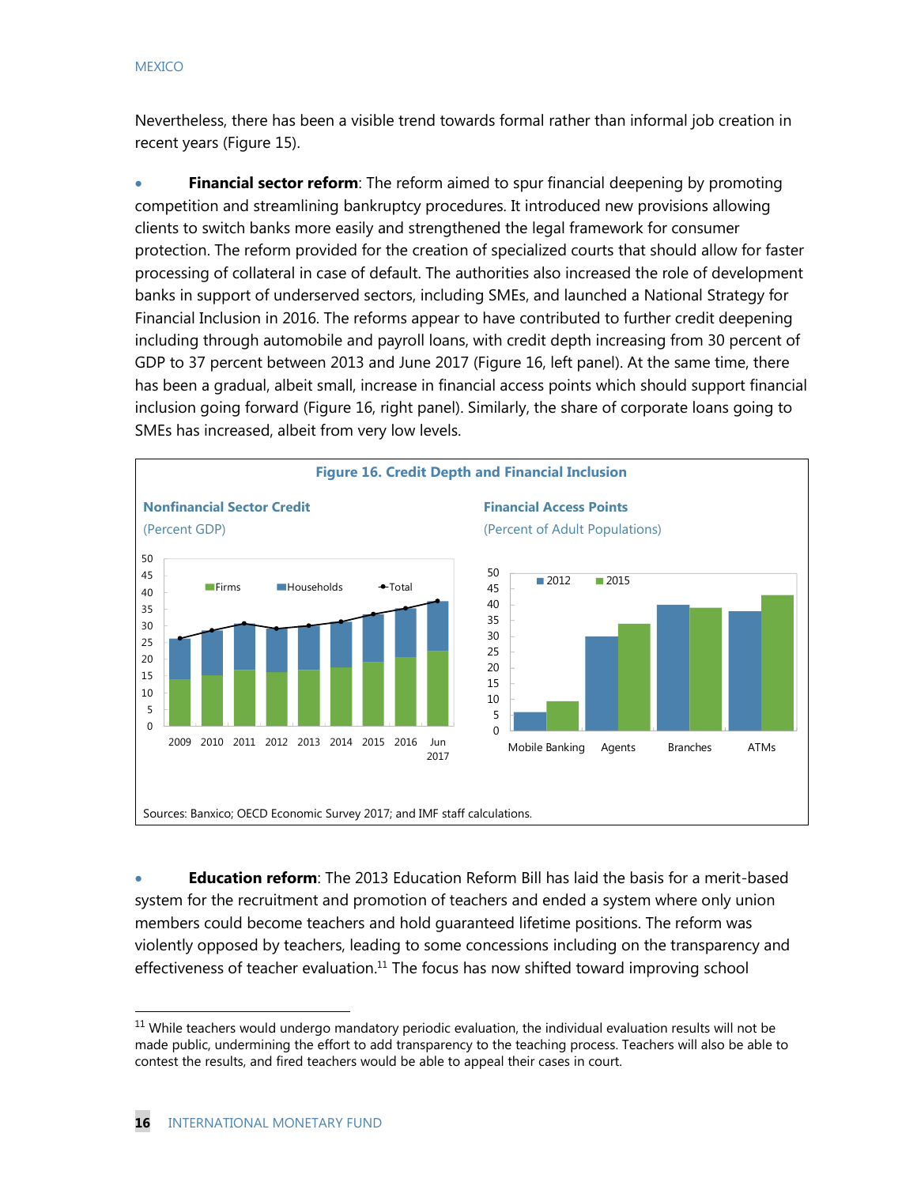Nevertheless, there has been a visible trend towards formal rather than informal job creation in recent years (Figure 15).

- **Financial sector reform**: The reform aimed to spur financial deepening by promoting competition and streamlining bankruptcy procedures. It introduced new provisions allowing clients to switch banks more easily and strengthened the legal framework for consumer protection. The reform provided for the creation of specialized courts that should allow for faster processing of collateral in case of default. The authorities also increased the role of development banks in support of underserved sectors, including SMEs, and launched a National Strategy for Financial Inclusion in 2016. The reforms appear to have contributed to further credit deepening including through automobile and payroll loans, with credit depth increasing from 30 percent of GDP to 37 percent between 2013 and June 2017 (Figure 16, left panel). At the same time, there has been a gradual, albeit small, increase in financial access points which should support financial inclusion going forward (Figure 16, right panel). Similarly, the share of corporate loans going to SMEs has increased, albeit from very low levels.

**Figure 16. Credit Depth and Financial Inclusion**

**Nonfinancial Sector Credit**
(Percent GDP)

**Financial Access Points**
(Percent of Adult Populations)

Sources: Banxico; OECD Economic Survey 2017; and IMF staff calculations.

- **Education reform**: The 2013 Education Reform Bill has laid the basis for a merit-based system for the recruitment and promotion of teachers and ended a system where only union members could become teachers and hold guaranteed lifetime positions. The reform was violently opposed by teachers, leading to some concessions including on the transparency and effectiveness of teacher evaluation.[11] The focus has now shifted toward improving school

[11] While teachers would undergo mandatory periodic evaluation, the individual evaluation results will not be made public, undermining the effort to add transparency to the teaching process. Teachers will also be able to contest the results, and fired teachers would be able to appeal their cases in court.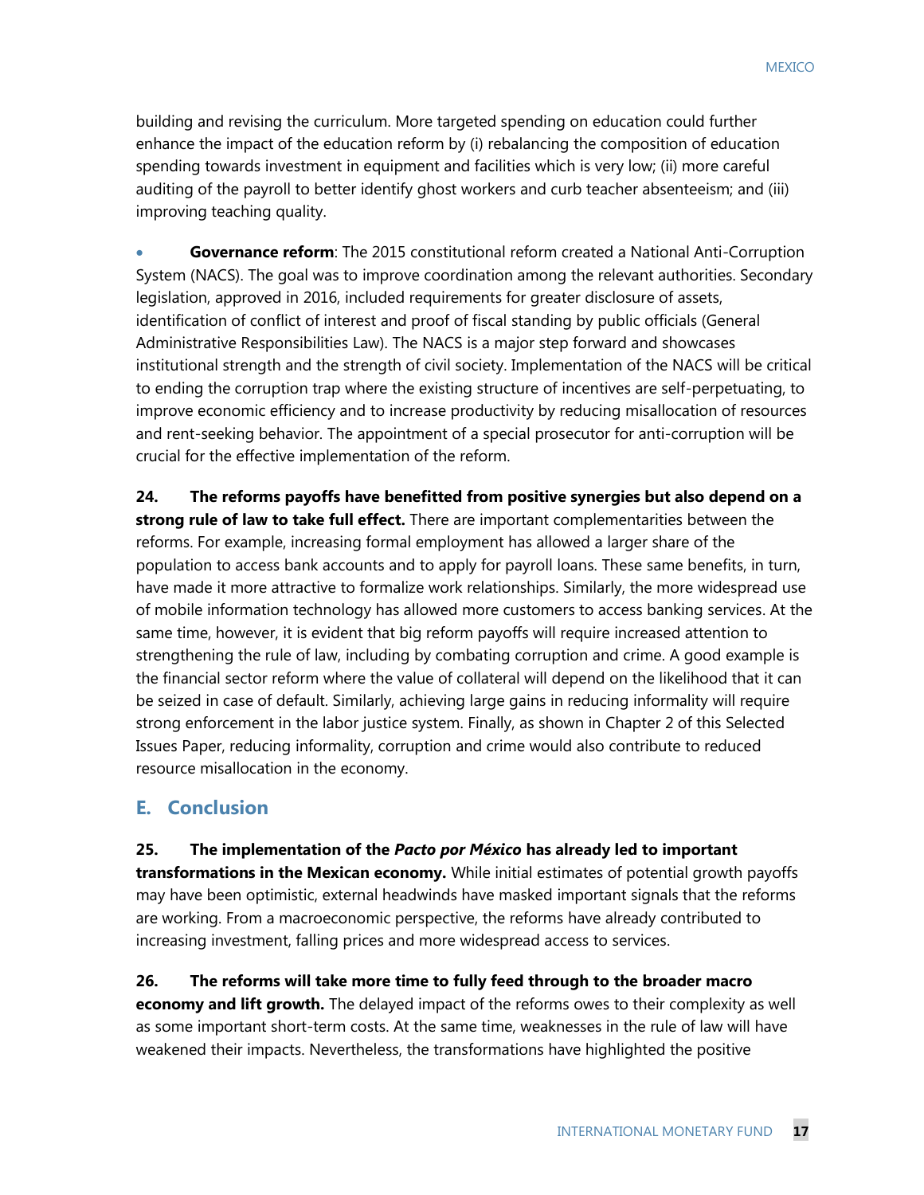building and revising the curriculum. More targeted spending on education could further enhance the impact of the education reform by (i) rebalancing the composition of education spending towards investment in equipment and facilities which is very low; (ii) more careful auditing of the payroll to better identify ghost workers and curb teacher absenteeism; and (iii) improving teaching quality.

- **Governance reform**: The 2015 constitutional reform created a National Anti-Corruption System (NACS). The goal was to improve coordination among the relevant authorities. Secondary legislation, approved in 2016, included requirements for greater disclosure of assets, identification of conflict of interest and proof of fiscal standing by public officials (General Administrative Responsibilities Law). The NACS is a major step forward and showcases institutional strength and the strength of civil society. Implementation of the NACS will be critical to ending the corruption trap where the existing structure of incentives are self-perpetuating, to improve economic efficiency and to increase productivity by reducing misallocation of resources and rent-seeking behavior. The appointment of a special prosecutor for anti-corruption will be crucial for the effective implementation of the reform.

**24. The reforms payoffs have benefitted from positive synergies but also depend on a strong rule of law to take full effect.** There are important complementarities between the reforms. For example, increasing formal employment has allowed a larger share of the population to access bank accounts and to apply for payroll loans. These same benefits, in turn, have made it more attractive to formalize work relationships. Similarly, the more widespread use of mobile information technology has allowed more customers to access banking services. At the same time, however, it is evident that big reform payoffs will require increased attention to strengthening the rule of law, including by combating corruption and crime. A good example is the financial sector reform where the value of collateral will depend on the likelihood that it can be seized in case of default. Similarly, achieving large gains in reducing informality will require strong enforcement in the labor justice system. Finally, as shown in Chapter 2 of this Selected Issues Paper, reducing informality, corruption and crime would also contribute to reduced resource misallocation in the economy.

## E. Conclusion

**25. The implementation of the *Pacto por México* has already led to important transformations in the Mexican economy.** While initial estimates of potential growth payoffs may have been optimistic, external headwinds have masked important signals that the reforms are working. From a macroeconomic perspective, the reforms have already contributed to increasing investment, falling prices and more widespread access to services.

**26. The reforms will take more time to fully feed through to the broader macro economy and lift growth.** The delayed impact of the reforms owes to their complexity as well as some important short-term costs. At the same time, weaknesses in the rule of law will have weakened their impacts. Nevertheless, the transformations have highlighted the positive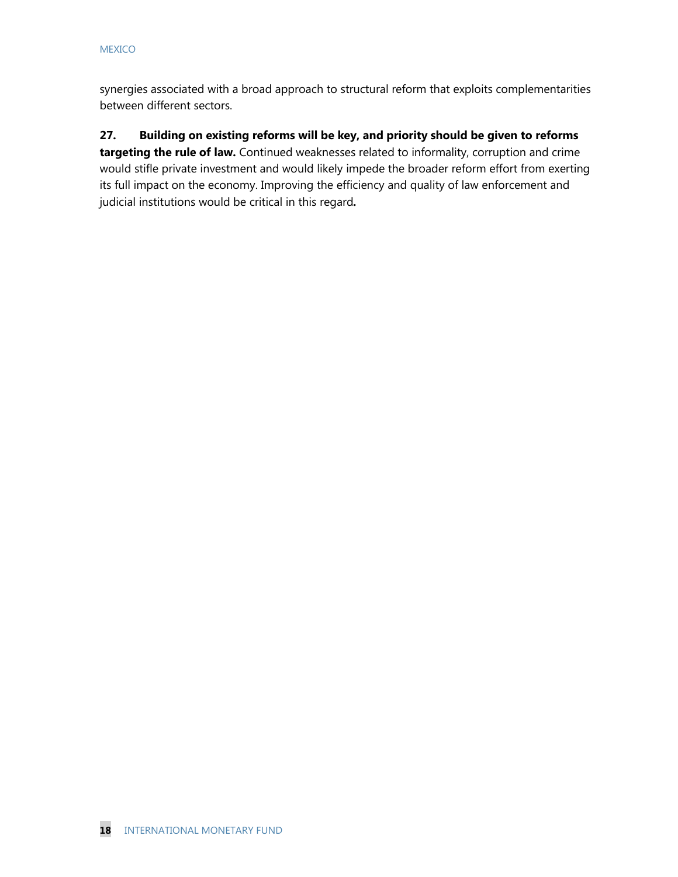synergies associated with a broad approach to structural reform that exploits complementarities between different sectors.

**27. Building on existing reforms will be key, and priority should be given to reforms targeting the rule of law.** Continued weaknesses related to informality, corruption and crime would stifle private investment and would likely impede the broader reform effort from exerting its full impact on the economy. Improving the efficiency and quality of law enforcement and judicial institutions would be critical in this regard**.**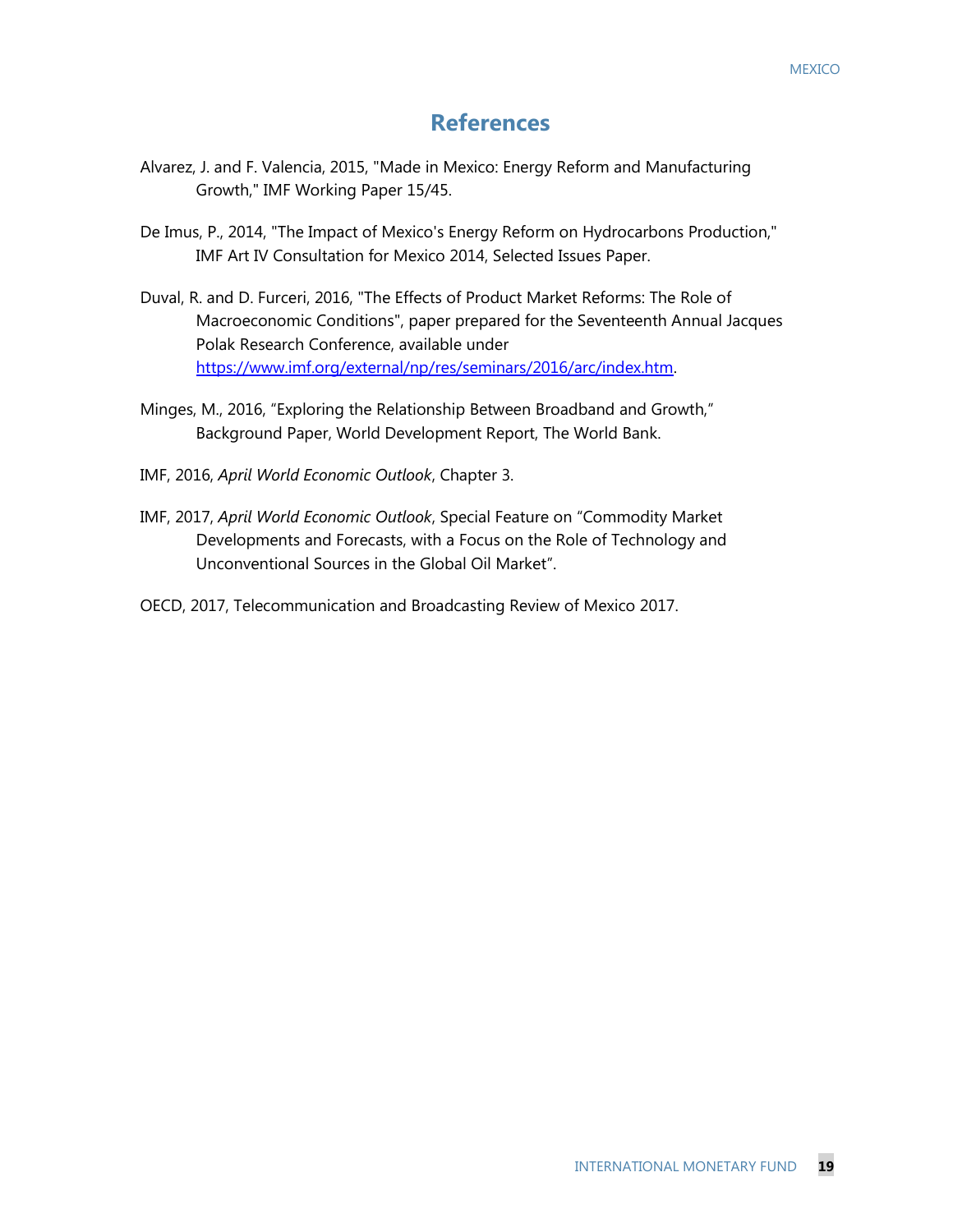# References

Alvarez, J. and F. Valencia, 2015, "Made in Mexico: Energy Reform and Manufacturing Growth," IMF Working Paper 15/45.

De Imus, P., 2014, "The Impact of Mexico's Energy Reform on Hydrocarbons Production," IMF Art IV Consultation for Mexico 2014, Selected Issues Paper.

Duval, R. and D. Furceri, 2016, "The Effects of Product Market Reforms: The Role of Macroeconomic Conditions", paper prepared for the Seventeenth Annual Jacques Polak Research Conference, available under https://www.imf.org/external/np/res/seminars/2016/arc/index.htm.

Minges, M., 2016, "Exploring the Relationship Between Broadband and Growth," Background Paper, World Development Report, The World Bank.

IMF, 2016, *April World Economic Outlook*, Chapter 3.

IMF, 2017, *April World Economic Outlook*, Special Feature on "Commodity Market Developments and Forecasts, with a Focus on the Role of Technology and Unconventional Sources in the Global Oil Market".

OECD, 2017, Telecommunication and Broadcasting Review of Mexico 2017.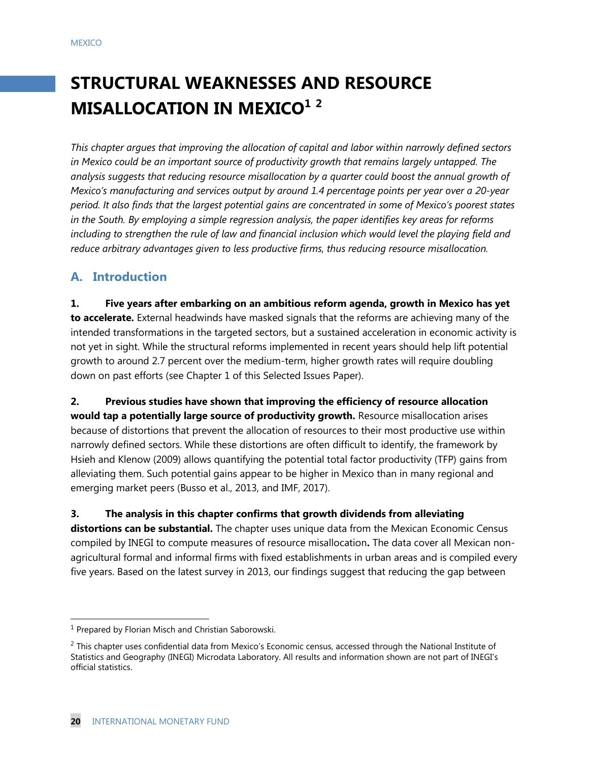# STRUCTURAL WEAKNESSES AND RESOURCE MISALLOCATION IN MEXICO[1] [2]

*This chapter argues that improving the allocation of capital and labor within narrowly defined sectors in Mexico could be an important source of productivity growth that remains largely untapped. The analysis suggests that reducing resource misallocation by a quarter could boost the annual growth of Mexico's manufacturing and services output by around 1.4 percentage points per year over a 20-year period. It also finds that the largest potential gains are concentrated in some of Mexico's poorest states in the South. By employing a simple regression analysis, the paper identifies key areas for reforms including to strengthen the rule of law and financial inclusion which would level the playing field and reduce arbitrary advantages given to less productive firms, thus reducing resource misallocation.*

## A. Introduction

**1. Five years after embarking on an ambitious reform agenda, growth in Mexico has yet to accelerate.** External headwinds have masked signals that the reforms are achieving many of the intended transformations in the targeted sectors, but a sustained acceleration in economic activity is not yet in sight. While the structural reforms implemented in recent years should help lift potential growth to around 2.7 percent over the medium-term, higher growth rates will require doubling down on past efforts (see Chapter 1 of this Selected Issues Paper).

**2. Previous studies have shown that improving the efficiency of resource allocation would tap a potentially large source of productivity growth.** Resource misallocation arises because of distortions that prevent the allocation of resources to their most productive use within narrowly defined sectors. While these distortions are often difficult to identify, the framework by Hsieh and Klenow (2009) allows quantifying the potential total factor productivity (TFP) gains from alleviating them. Such potential gains appear to be higher in Mexico than in many regional and emerging market peers (Busso et al., 2013, and IMF, 2017).

**3. The analysis in this chapter confirms that growth dividends from alleviating distortions can be substantial.** The chapter uses unique data from the Mexican Economic Census compiled by INEGI to compute measures of resource misallocation**.** The data cover all Mexican non-agricultural formal and informal firms with fixed establishments in urban areas and is compiled every five years. Based on the latest survey in 2013, our findings suggest that reducing the gap between

---

[1] Prepared by Florian Misch and Christian Saborowski.

[2] This chapter uses confidential data from Mexico's Economic census, accessed through the National Institute of Statistics and Geography (INEGI) Microdata Laboratory. All results and information shown are not part of INEGI's official statistics.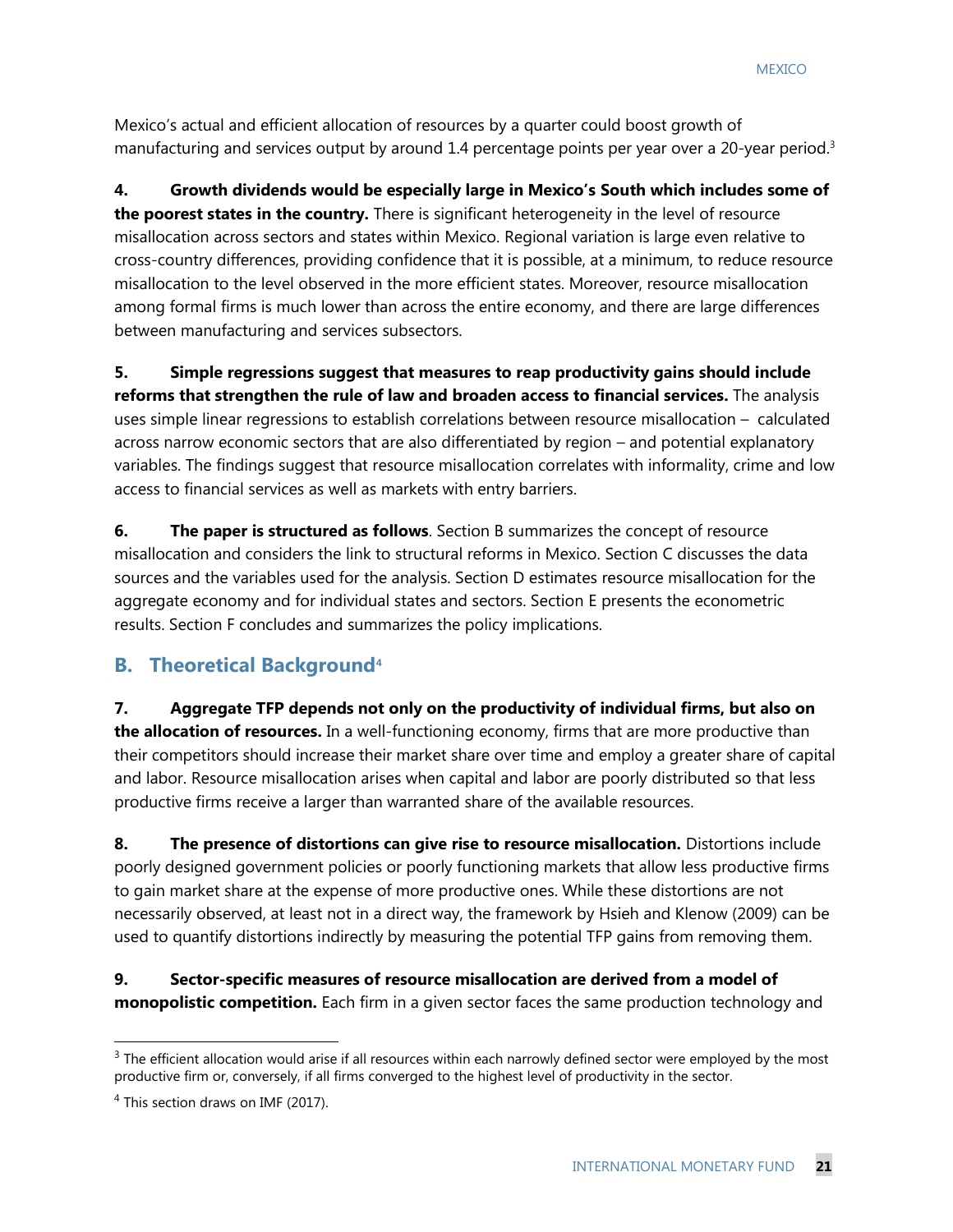Mexico's actual and efficient allocation of resources by a quarter could boost growth of manufacturing and services output by around 1.4 percentage points per year over a 20-year period.[3]

**4. Growth dividends would be especially large in Mexico's South which includes some of the poorest states in the country.** There is significant heterogeneity in the level of resource misallocation across sectors and states within Mexico. Regional variation is large even relative to cross-country differences, providing confidence that it is possible, at a minimum, to reduce resource misallocation to the level observed in the more efficient states. Moreover, resource misallocation among formal firms is much lower than across the entire economy, and there are large differences between manufacturing and services subsectors.

**5. Simple regressions suggest that measures to reap productivity gains should include reforms that strengthen the rule of law and broaden access to financial services.** The analysis uses simple linear regressions to establish correlations between resource misallocation – calculated across narrow economic sectors that are also differentiated by region – and potential explanatory variables. The findings suggest that resource misallocation correlates with informality, crime and low access to financial services as well as markets with entry barriers.

**6. The paper is structured as follows**. Section B summarizes the concept of resource misallocation and considers the link to structural reforms in Mexico. Section C discusses the data sources and the variables used for the analysis. Section D estimates resource misallocation for the aggregate economy and for individual states and sectors. Section E presents the econometric results. Section F concludes and summarizes the policy implications.

## B. Theoretical Background[4]

**7. Aggregate TFP depends not only on the productivity of individual firms, but also on the allocation of resources.** In a well-functioning economy, firms that are more productive than their competitors should increase their market share over time and employ a greater share of capital and labor. Resource misallocation arises when capital and labor are poorly distributed so that less productive firms receive a larger than warranted share of the available resources.

**8. The presence of distortions can give rise to resource misallocation.** Distortions include poorly designed government policies or poorly functioning markets that allow less productive firms to gain market share at the expense of more productive ones. While these distortions are not necessarily observed, at least not in a direct way, the framework by Hsieh and Klenow (2009) can be used to quantify distortions indirectly by measuring the potential TFP gains from removing them.

**9. Sector-specific measures of resource misallocation are derived from a model of monopolistic competition.** Each firm in a given sector faces the same production technology and

[3] The efficient allocation would arise if all resources within each narrowly defined sector were employed by the most productive firm or, conversely, if all firms converged to the highest level of productivity in the sector.

[4] This section draws on IMF (2017).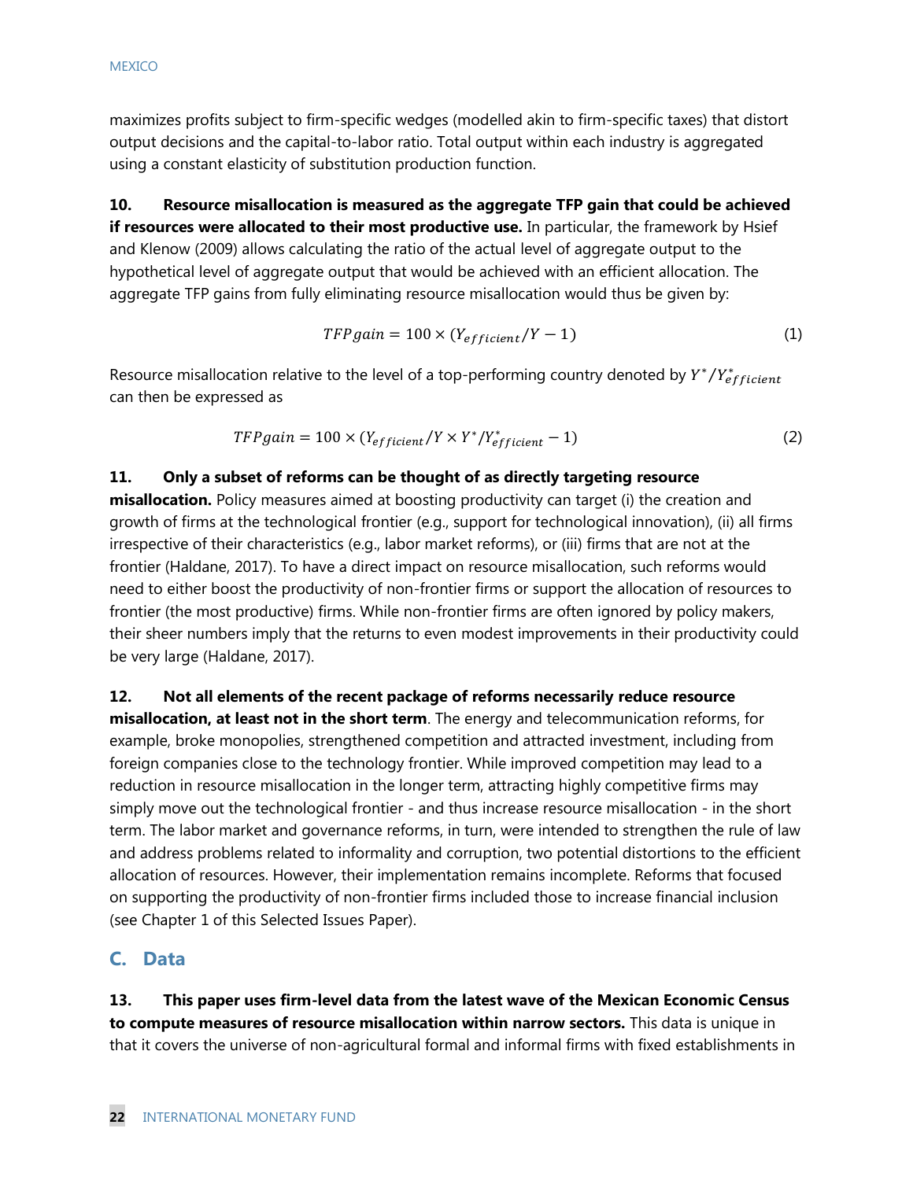maximizes profits subject to firm-specific wedges (modelled akin to firm-specific taxes) that distort output decisions and the capital-to-labor ratio. Total output within each industry is aggregated using a constant elasticity of substitution production function.

**10. Resource misallocation is measured as the aggregate TFP gain that could be achieved if resources were allocated to their most productive use.** In particular, the framework by Hsief and Klenow (2009) allows calculating the ratio of the actual level of aggregate output to the hypothetical level of aggregate output that would be achieved with an efficient allocation. The aggregate TFP gains from fully eliminating resource misallocation would thus be given by:

$$TFPgain = 100 \times (Y_{efficient}/Y - 1) \tag{1}$$

Resource misallocation relative to the level of a top-performing country denoted by $Y^*/Y^*_{efficient}$ can then be expressed as

$$TFPgain = 100 \times (Y_{efficient}/Y \times Y^*/Y^*_{efficient} - 1) \tag{2}$$

**11. Only a subset of reforms can be thought of as directly targeting resource misallocation.** Policy measures aimed at boosting productivity can target (i) the creation and growth of firms at the technological frontier (e.g., support for technological innovation), (ii) all firms irrespective of their characteristics (e.g., labor market reforms), or (iii) firms that are not at the frontier (Haldane, 2017). To have a direct impact on resource misallocation, such reforms would need to either boost the productivity of non-frontier firms or support the allocation of resources to frontier (the most productive) firms. While non-frontier firms are often ignored by policy makers, their sheer numbers imply that the returns to even modest improvements in their productivity could be very large (Haldane, 2017).

**12. Not all elements of the recent package of reforms necessarily reduce resource misallocation, at least not in the short term**. The energy and telecommunication reforms, for example, broke monopolies, strengthened competition and attracted investment, including from foreign companies close to the technology frontier. While improved competition may lead to a reduction in resource misallocation in the longer term, attracting highly competitive firms may simply move out the technological frontier - and thus increase resource misallocation - in the short term. The labor market and governance reforms, in turn, were intended to strengthen the rule of law and address problems related to informality and corruption, two potential distortions to the efficient allocation of resources. However, their implementation remains incomplete. Reforms that focused on supporting the productivity of non-frontier firms included those to increase financial inclusion (see Chapter 1 of this Selected Issues Paper).

## C. Data

**13. This paper uses firm-level data from the latest wave of the Mexican Economic Census to compute measures of resource misallocation within narrow sectors.** This data is unique in that it covers the universe of non-agricultural formal and informal firms with fixed establishments in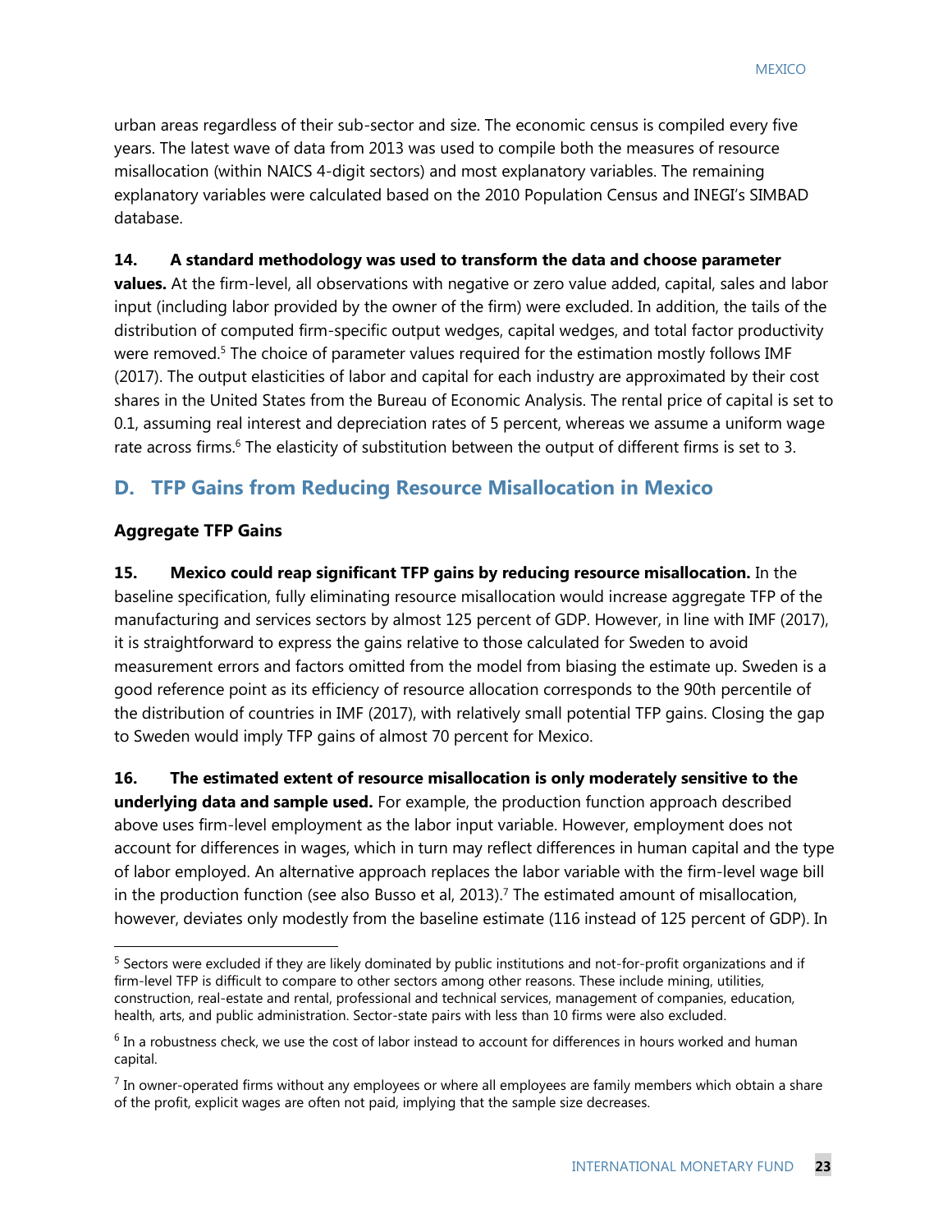urban areas regardless of their sub-sector and size. The economic census is compiled every five years. The latest wave of data from 2013 was used to compile both the measures of resource misallocation (within NAICS 4-digit sectors) and most explanatory variables. The remaining explanatory variables were calculated based on the 2010 Population Census and INEGI's SIMBAD database.

**14. A standard methodology was used to transform the data and choose parameter values.** At the firm-level, all observations with negative or zero value added, capital, sales and labor input (including labor provided by the owner of the firm) were excluded. In addition, the tails of the distribution of computed firm-specific output wedges, capital wedges, and total factor productivity were removed.[5] The choice of parameter values required for the estimation mostly follows IMF (2017). The output elasticities of labor and capital for each industry are approximated by their cost shares in the United States from the Bureau of Economic Analysis. The rental price of capital is set to 0.1, assuming real interest and depreciation rates of 5 percent, whereas we assume a uniform wage rate across firms.[6] The elasticity of substitution between the output of different firms is set to 3.

## D. TFP Gains from Reducing Resource Misallocation in Mexico

### Aggregate TFP Gains

**15. Mexico could reap significant TFP gains by reducing resource misallocation.** In the baseline specification, fully eliminating resource misallocation would increase aggregate TFP of the manufacturing and services sectors by almost 125 percent of GDP. However, in line with IMF (2017), it is straightforward to express the gains relative to those calculated for Sweden to avoid measurement errors and factors omitted from the model from biasing the estimate up. Sweden is a good reference point as its efficiency of resource allocation corresponds to the 90th percentile of the distribution of countries in IMF (2017), with relatively small potential TFP gains. Closing the gap to Sweden would imply TFP gains of almost 70 percent for Mexico.

**16. The estimated extent of resource misallocation is only moderately sensitive to the underlying data and sample used.** For example, the production function approach described above uses firm-level employment as the labor input variable. However, employment does not account for differences in wages, which in turn may reflect differences in human capital and the type of labor employed. An alternative approach replaces the labor variable with the firm-level wage bill in the production function (see also Busso et al, 2013).[7] The estimated amount of misallocation, however, deviates only modestly from the baseline estimate (116 instead of 125 percent of GDP). In

---

[5] Sectors were excluded if they are likely dominated by public institutions and not-for-profit organizations and if firm-level TFP is difficult to compare to other sectors among other reasons. These include mining, utilities, construction, real-estate and rental, professional and technical services, management of companies, education, health, arts, and public administration. Sector-state pairs with less than 10 firms were also excluded.

[6] In a robustness check, we use the cost of labor instead to account for differences in hours worked and human capital.

[7] In owner-operated firms without any employees or where all employees are family members which obtain a share of the profit, explicit wages are often not paid, implying that the sample size decreases.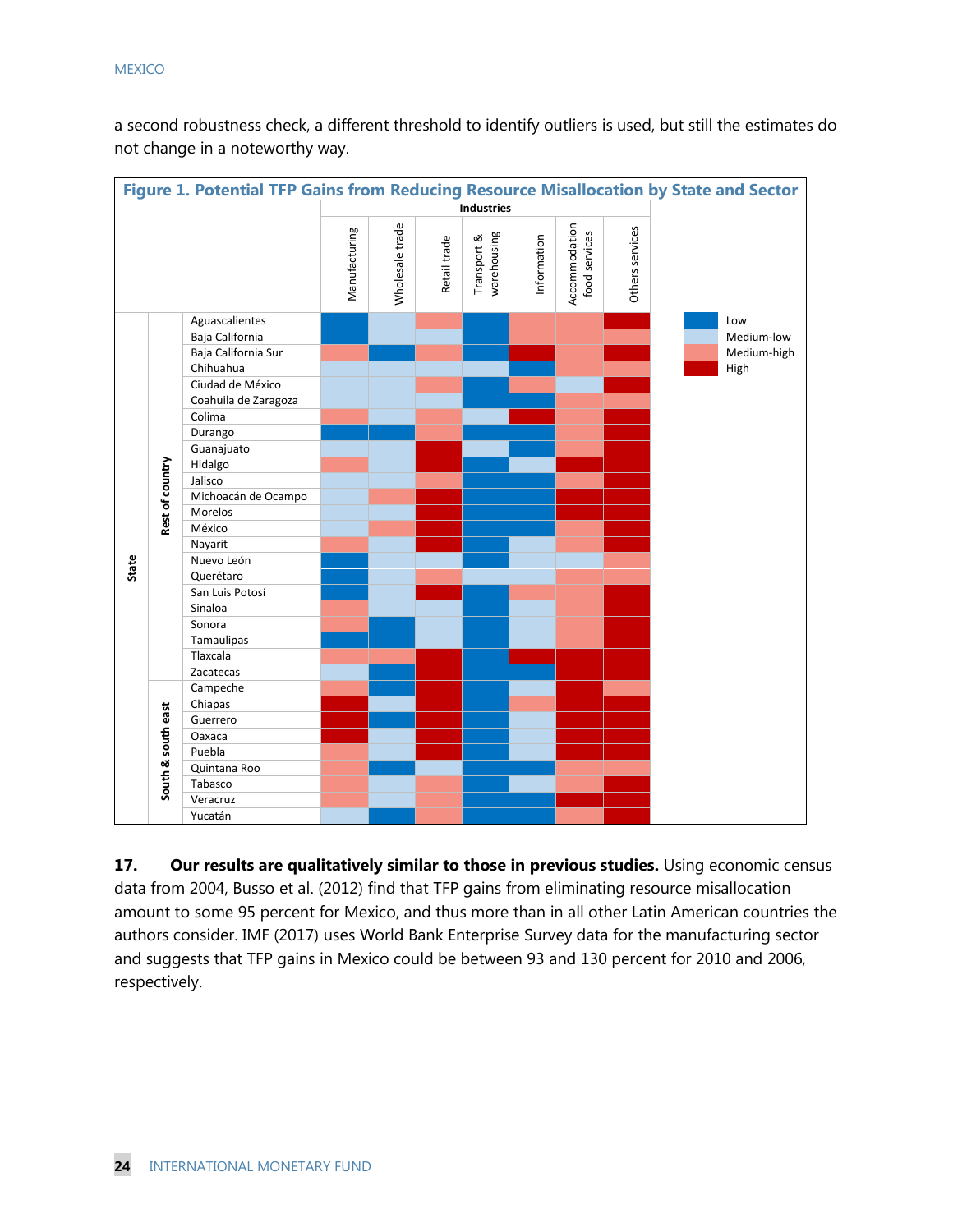a second robustness check, a different threshold to identify outliers is used, but still the estimates do not change in a noteworthy way.

**Figure 1. Potential TFP Gains from Reducing Resource Misallocation by State and Sector**

| State | | Manufacturing | Wholesale trade | Retail trade | Transport & warehousing | Information | Accommodation food services | Others services |
|---|---|---|---|---|---|---|---|---|
| Rest of country | Aguascalientes | Low | Medium-low | Medium-high | Low | Medium-high | Medium-high | High |
| | Baja California | Low | Medium-low | Medium-low | Low | Medium-high | Medium-high | Medium-high |
| | Baja California Sur | Medium-high | Low | Medium-high | Low | High | Medium-high | High |
| | Chihuahua | Medium-low | Medium-low | Medium-low | Medium-low | Low | Medium-high | Medium-high |
| | Ciudad de México | Medium-low | Medium-low | Medium-high | Low | Medium-high | Medium-low | High |
| | Coahuila de Zaragoza | Medium-low | Medium-low | Medium-low | Low | Low | Medium-high | Medium-high |
| | Colima | Medium-high | Medium-low | Medium-high | Medium-low | High | Medium-high | High |
| | Durango | Low | Low | Medium-high | Low | Low | Medium-high | High |
| | Guanajuato | Medium-low | Medium-low | High | Medium-low | Low | Medium-high | High |
| | Hidalgo | Medium-high | Medium-low | High | Low | Medium-low | High | High |
| | Jalisco | Medium-low | Medium-low | Medium-high | Low | Low | Medium-high | High |
| | Michoacán de Ocampo | Medium-low | Medium-high | High | Low | Low | High | High |
| | Morelos | Medium-low | Medium-low | High | Low | Low | High | High |
| | México | Medium-low | Medium-high | High | Low | Low | Medium-high | High |
| | Nayarit | Medium-high | Medium-low | High | Low | Medium-low | Medium-high | High |
| | Nuevo León | Low | Medium-low | Medium-low | Low | Medium-low | Medium-low | Medium-high |
| | Querétaro | Low | Medium-low | Medium-high | Medium-low | Medium-low | Medium-high | Medium-high |
| | San Luis Potosí | Low | Medium-low | High | Low | Medium-high | Medium-high | High |
| | Sinaloa | Medium-high | Medium-low | Medium-low | Low | Medium-low | Medium-high | High |
| | Sonora | Medium-high | Low | Medium-low | Low | Medium-low | Medium-high | High |
| | Tamaulipas | Low | Low | Medium-low | Low | Medium-low | Medium-high | High |
| | Tlaxcala | Medium-high | Medium-high | High | Low | High | High | High |
| | Zacatecas | Medium-low | Low | High | Low | Low | High | High |
| South & south east | Campeche | Medium-high | Low | High | Low | Medium-low | High | Medium-high |
| | Chiapas | High | Medium-low | High | Low | Medium-high | High | High |
| | Guerrero | High | Low | High | Low | Medium-low | High | High |
| | Oaxaca | High | Medium-low | High | Low | Medium-low | High | High |
| | Puebla | Medium-high | Medium-low | High | Low | Medium-low | High | High |
| | Quintana Roo | Medium-high | Low | Medium-low | Low | Low | Medium-high | Medium-high |
| | Tabasco | Medium-high | Medium-low | Medium-high | Low | Medium-low | Medium-high | High |
| | Veracruz | Medium-high | Medium-low | Medium-high | Low | Low | High | High |
| | Yucatán | Medium-low | Low | Medium-high | Low | Low | Medium-high | High |

Legend: Low; Medium-low; Medium-high; High

17. **Our results are qualitatively similar to those in previous studies.** Using economic census data from 2004, Busso et al. (2012) find that TFP gains from eliminating resource misallocation amount to some 95 percent for Mexico, and thus more than in all other Latin American countries the authors consider. IMF (2017) uses World Bank Enterprise Survey data for the manufacturing sector and suggests that TFP gains in Mexico could be between 93 and 130 percent for 2010 and 2006, respectively.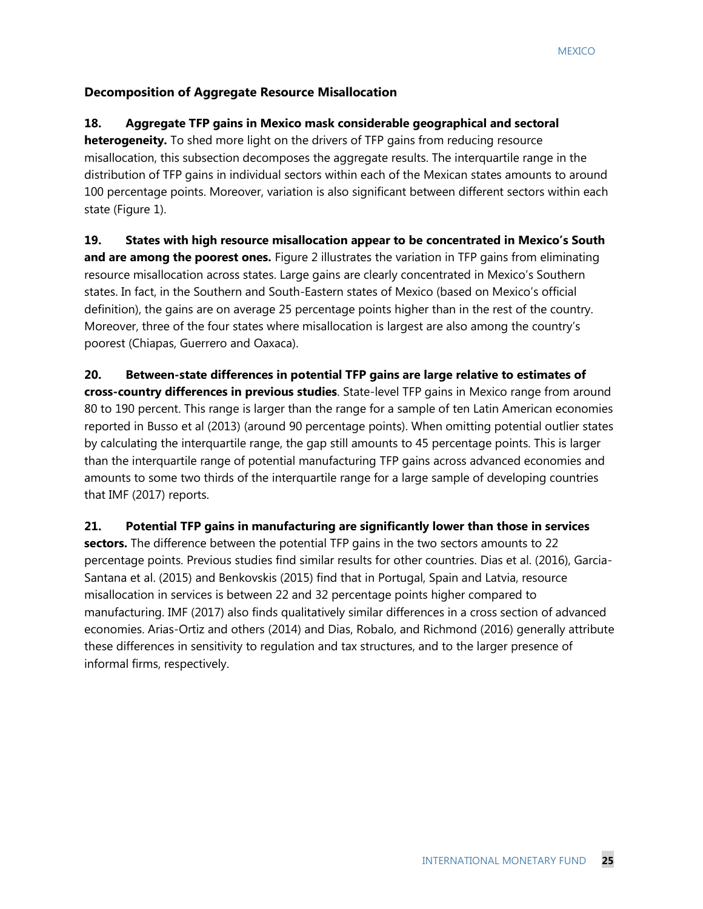### Decomposition of Aggregate Resource Misallocation

**18. Aggregate TFP gains in Mexico mask considerable geographical and sectoral heterogeneity.** To shed more light on the drivers of TFP gains from reducing resource misallocation, this subsection decomposes the aggregate results. The interquartile range in the distribution of TFP gains in individual sectors within each of the Mexican states amounts to around 100 percentage points. Moreover, variation is also significant between different sectors within each state (Figure 1).

**19. States with high resource misallocation appear to be concentrated in Mexico's South and are among the poorest ones.** Figure 2 illustrates the variation in TFP gains from eliminating resource misallocation across states. Large gains are clearly concentrated in Mexico's Southern states. In fact, in the Southern and South-Eastern states of Mexico (based on Mexico's official definition), the gains are on average 25 percentage points higher than in the rest of the country. Moreover, three of the four states where misallocation is largest are also among the country's poorest (Chiapas, Guerrero and Oaxaca).

**20. Between-state differences in potential TFP gains are large relative to estimates of cross-country differences in previous studies**. State-level TFP gains in Mexico range from around 80 to 190 percent. This range is larger than the range for a sample of ten Latin American economies reported in Busso et al (2013) (around 90 percentage points). When omitting potential outlier states by calculating the interquartile range, the gap still amounts to 45 percentage points. This is larger than the interquartile range of potential manufacturing TFP gains across advanced economies and amounts to some two thirds of the interquartile range for a large sample of developing countries that IMF (2017) reports.

**21. Potential TFP gains in manufacturing are significantly lower than those in services sectors.** The difference between the potential TFP gains in the two sectors amounts to 22 percentage points. Previous studies find similar results for other countries. Dias et al. (2016), Garcia-Santana et al. (2015) and Benkovskis (2015) find that in Portugal, Spain and Latvia, resource misallocation in services is between 22 and 32 percentage points higher compared to manufacturing. IMF (2017) also finds qualitatively similar differences in a cross section of advanced economies. Arias-Ortiz and others (2014) and Dias, Robalo, and Richmond (2016) generally attribute these differences in sensitivity to regulation and tax structures, and to the larger presence of informal firms, respectively.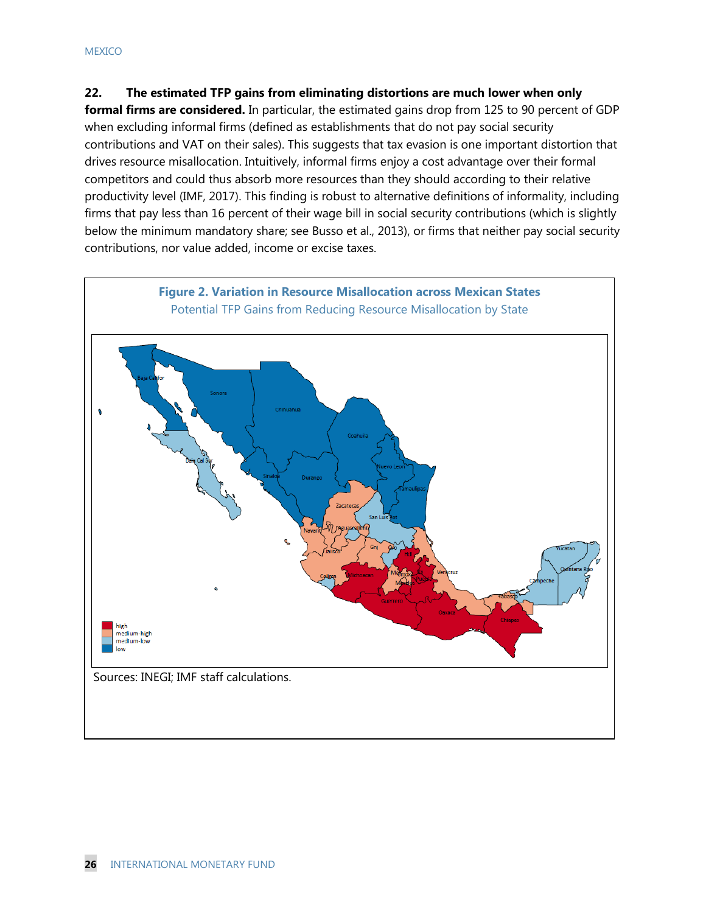**22. The estimated TFP gains from eliminating distortions are much lower when only formal firms are considered.** In particular, the estimated gains drop from 125 to 90 percent of GDP when excluding informal firms (defined as establishments that do not pay social security contributions and VAT on their sales). This suggests that tax evasion is one important distortion that drives resource misallocation. Intuitively, informal firms enjoy a cost advantage over their formal competitors and could thus absorb more resources than they should according to their relative productivity level (IMF, 2017). This finding is robust to alternative definitions of informality, including firms that pay less than 16 percent of their wage bill in social security contributions (which is slightly below the minimum mandatory share; see Busso et al., 2013), or firms that neither pay social security contributions, nor value added, income or excise taxes.

**Figure 2. Variation in Resource Misallocation across Mexican States**

Potential TFP Gains from Reducing Resource Misallocation by State

Sources: INEGI; IMF staff calculations.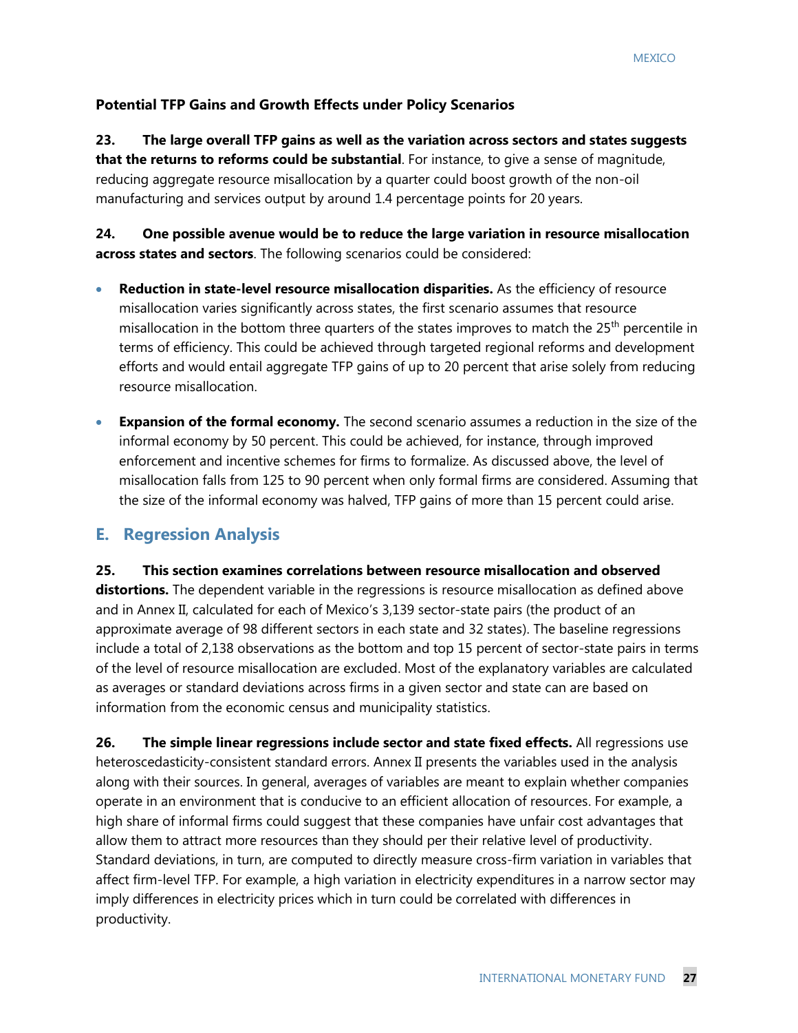**Potential TFP Gains and Growth Effects under Policy Scenarios**

**23. The large overall TFP gains as well as the variation across sectors and states suggests that the returns to reforms could be substantial**. For instance, to give a sense of magnitude, reducing aggregate resource misallocation by a quarter could boost growth of the non-oil manufacturing and services output by around 1.4 percentage points for 20 years.

**24. One possible avenue would be to reduce the large variation in resource misallocation across states and sectors**. The following scenarios could be considered:

- **Reduction in state-level resource misallocation disparities.** As the efficiency of resource misallocation varies significantly across states, the first scenario assumes that resource misallocation in the bottom three quarters of the states improves to match the 25th percentile in terms of efficiency. This could be achieved through targeted regional reforms and development efforts and would entail aggregate TFP gains of up to 20 percent that arise solely from reducing resource misallocation.

- **Expansion of the formal economy.** The second scenario assumes a reduction in the size of the informal economy by 50 percent. This could be achieved, for instance, through improved enforcement and incentive schemes for firms to formalize. As discussed above, the level of misallocation falls from 125 to 90 percent when only formal firms are considered. Assuming that the size of the informal economy was halved, TFP gains of more than 15 percent could arise.

## E. Regression Analysis

**25. This section examines correlations between resource misallocation and observed distortions.** The dependent variable in the regressions is resource misallocation as defined above and in Annex II, calculated for each of Mexico's 3,139 sector-state pairs (the product of an approximate average of 98 different sectors in each state and 32 states). The baseline regressions include a total of 2,138 observations as the bottom and top 15 percent of sector-state pairs in terms of the level of resource misallocation are excluded. Most of the explanatory variables are calculated as averages or standard deviations across firms in a given sector and state can are based on information from the economic census and municipality statistics.

**26. The simple linear regressions include sector and state fixed effects.** All regressions use heteroscedasticity-consistent standard errors. Annex II presents the variables used in the analysis along with their sources. In general, averages of variables are meant to explain whether companies operate in an environment that is conducive to an efficient allocation of resources. For example, a high share of informal firms could suggest that these companies have unfair cost advantages that allow them to attract more resources than they should per their relative level of productivity. Standard deviations, in turn, are computed to directly measure cross-firm variation in variables that affect firm-level TFP. For example, a high variation in electricity expenditures in a narrow sector may imply differences in electricity prices which in turn could be correlated with differences in productivity.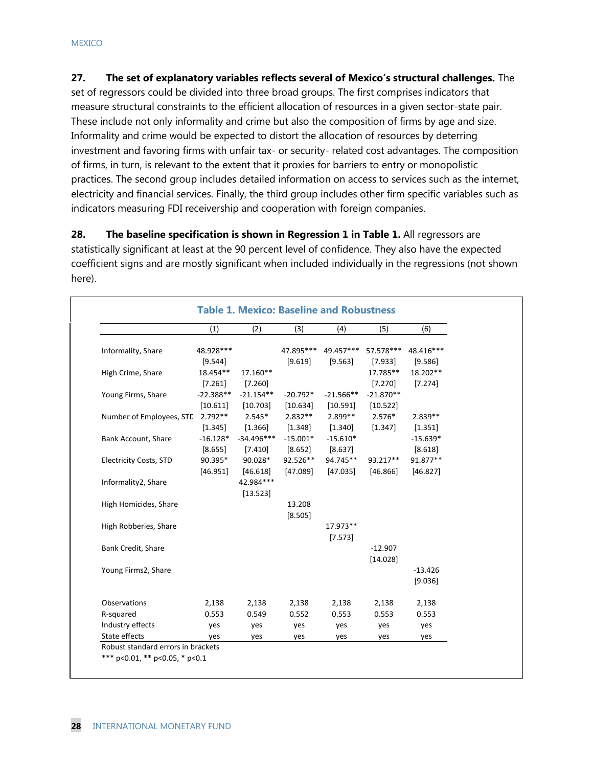**27. The set of explanatory variables reflects several of Mexico's structural challenges.** The set of regressors could be divided into three broad groups. The first comprises indicators that measure structural constraints to the efficient allocation of resources in a given sector-state pair. These include not only informality and crime but also the composition of firms by age and size. Informality and crime would be expected to distort the allocation of resources by deterring investment and favoring firms with unfair tax- or security- related cost advantages. The composition of firms, in turn, is relevant to the extent that it proxies for barriers to entry or monopolistic practices. The second group includes detailed information on access to services such as the internet, electricity and financial services. Finally, the third group includes other firm specific variables such as indicators measuring FDI receivership and cooperation with foreign companies.

**28. The baseline specification is shown in Regression 1 in Table 1.** All regressors are statistically significant at least at the 90 percent level of confidence. They also have the expected coefficient signs and are mostly significant when included individually in the regressions (not shown here).

**Table 1. Mexico: Baseline and Robustness**

| | (1) | (2) | (3) | (4) | (5) | (6) |
|---|---|---|---|---|---|---|
| Informality, Share | 48.928*** | | 47.895*** | 49.457*** | 57.578*** | 48.416*** |
| | [9.544] | | [9.619] | [9.563] | [7.933] | [9.586] |
| High Crime, Share | 18.454** | 17.160** | | | 17.785** | 18.202** |
| | [7.261] | [7.260] | | | [7.270] | [7.274] |
| Young Firms, Share | -22.388** | -21.154** | -20.792* | -21.566** | -21.870** | |
| | [10.611] | [10.703] | [10.634] | [10.591] | [10.522] | |
| Number of Employees, STD | 2.792** | 2.545* | 2.832** | 2.899** | 2.576* | 2.839** |
| | [1.345] | [1.366] | [1.348] | [1.340] | [1.347] | [1.351] |
| Bank Account, Share | -16.128* | -34.496*** | -15.001* | -15.610* | | -15.639* |
| | [8.655] | [7.410] | [8.652] | [8.637] | | [8.618] |
| Electricity Costs, STD | 90.395* | 90.028* | 92.526** | 94.745** | 93.217** | 91.877** |
| | [46.951] | [46.618] | [47.089] | [47.035] | [46.866] | [46.827] |
| Informality2, Share | | 42.984*** | | | | |
| | | [13.523] | | | | |
| High Homicides, Share | | | 13.208 | | | |
| | | | [8.505] | | | |
| High Robberies, Share | | | | 17.973** | | |
| | | | | [7.573] | | |
| Bank Credit, Share | | | | | -12.907 | |
| | | | | | [14.028] | |
| Young Firms2, Share | | | | | | -13.426 |
| | | | | | | [9.036] |
| Observations | 2,138 | 2,138 | 2,138 | 2,138 | 2,138 | 2,138 |
| R-squared | 0.553 | 0.549 | 0.552 | 0.553 | 0.553 | 0.553 |
| Industry effects | yes | yes | yes | yes | yes | yes |
| State effects | yes | yes | yes | yes | yes | yes |

Robust standard errors in brackets

*** p<0.01, ** p<0.05, * p<0.1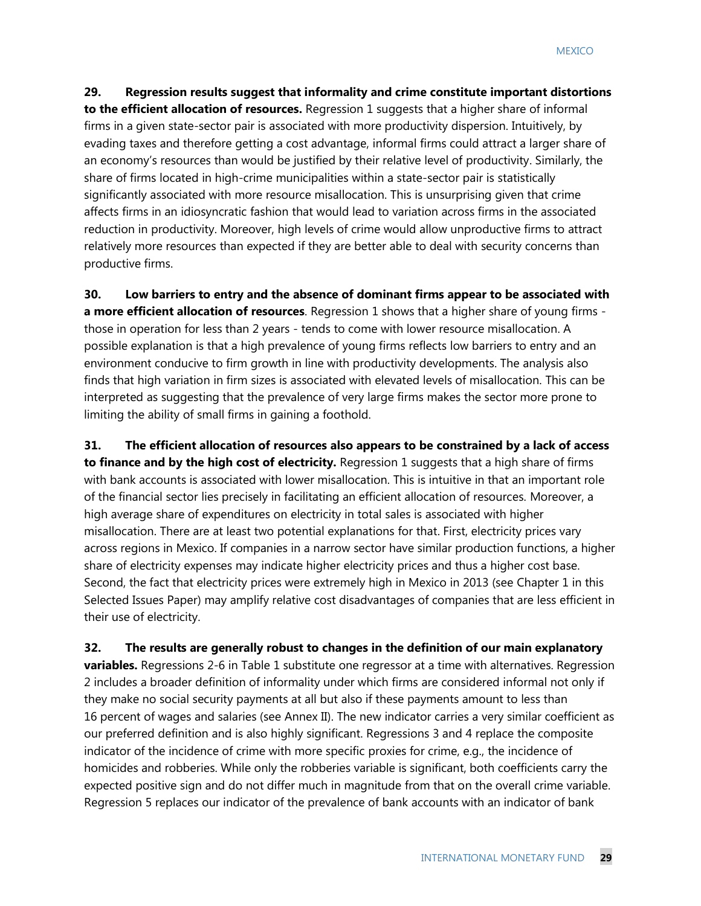**29. Regression results suggest that informality and crime constitute important distortions to the efficient allocation of resources.** Regression 1 suggests that a higher share of informal firms in a given state-sector pair is associated with more productivity dispersion. Intuitively, by evading taxes and therefore getting a cost advantage, informal firms could attract a larger share of an economy's resources than would be justified by their relative level of productivity. Similarly, the share of firms located in high-crime municipalities within a state-sector pair is statistically significantly associated with more resource misallocation. This is unsurprising given that crime affects firms in an idiosyncratic fashion that would lead to variation across firms in the associated reduction in productivity. Moreover, high levels of crime would allow unproductive firms to attract relatively more resources than expected if they are better able to deal with security concerns than productive firms.

**30. Low barriers to entry and the absence of dominant firms appear to be associated with a more efficient allocation of resources**. Regression 1 shows that a higher share of young firms - those in operation for less than 2 years - tends to come with lower resource misallocation. A possible explanation is that a high prevalence of young firms reflects low barriers to entry and an environment conducive to firm growth in line with productivity developments. The analysis also finds that high variation in firm sizes is associated with elevated levels of misallocation. This can be interpreted as suggesting that the prevalence of very large firms makes the sector more prone to limiting the ability of small firms in gaining a foothold.

**31. The efficient allocation of resources also appears to be constrained by a lack of access to finance and by the high cost of electricity.** Regression 1 suggests that a high share of firms with bank accounts is associated with lower misallocation. This is intuitive in that an important role of the financial sector lies precisely in facilitating an efficient allocation of resources. Moreover, a high average share of expenditures on electricity in total sales is associated with higher misallocation. There are at least two potential explanations for that. First, electricity prices vary across regions in Mexico. If companies in a narrow sector have similar production functions, a higher share of electricity expenses may indicate higher electricity prices and thus a higher cost base. Second, the fact that electricity prices were extremely high in Mexico in 2013 (see Chapter 1 in this Selected Issues Paper) may amplify relative cost disadvantages of companies that are less efficient in their use of electricity.

**32. The results are generally robust to changes in the definition of our main explanatory variables.** Regressions 2-6 in Table 1 substitute one regressor at a time with alternatives. Regression 2 includes a broader definition of informality under which firms are considered informal not only if they make no social security payments at all but also if these payments amount to less than 16 percent of wages and salaries (see Annex II). The new indicator carries a very similar coefficient as our preferred definition and is also highly significant. Regressions 3 and 4 replace the composite indicator of the incidence of crime with more specific proxies for crime, e.g., the incidence of homicides and robberies. While only the robberies variable is significant, both coefficients carry the expected positive sign and do not differ much in magnitude from that on the overall crime variable. Regression 5 replaces our indicator of the prevalence of bank accounts with an indicator of bank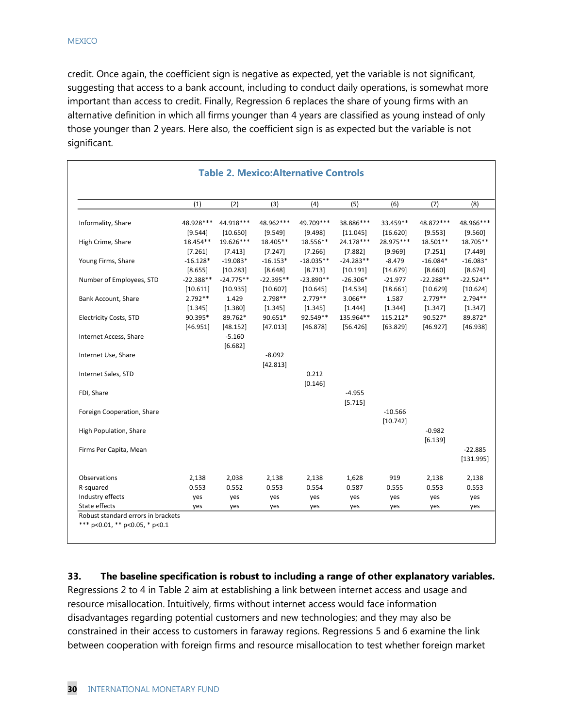credit. Once again, the coefficient sign is negative as expected, yet the variable is not significant, suggesting that access to a bank account, including to conduct daily operations, is somewhat more important than access to credit. Finally, Regression 6 replaces the share of young firms with an alternative definition in which all firms younger than 4 years are classified as young instead of only those younger than 2 years. Here also, the coefficient sign is as expected but the variable is not significant.

**Table 2. Mexico:Alternative Controls**

| | (1) | (2) | (3) | (4) | (5) | (6) | (7) | (8) |
|---|---|---|---|---|---|---|---|---|
| Informality, Share | 48.928*** | 44.918*** | 48.962*** | 49.709*** | 38.886*** | 33.459** | 48.872*** | 48.966*** |
| | [9.544] | [10.650] | [9.549] | [9.498] | [11.045] | [16.620] | [9.553] | [9.560] |
| High Crime, Share | 18.454** | 19.626*** | 18.405** | 18.556** | 24.178*** | 28.975*** | 18.501** | 18.705** |
| | [7.261] | [7.413] | [7.247] | [7.266] | [7.882] | [9.969] | [7.251] | [7.449] |
| Young Firms, Share | -16.128* | -19.083* | -16.153* | -18.035** | -24.283** | -8.479 | -16.084* | -16.083* |
| | [8.655] | [10.283] | [8.648] | [8.713] | [10.191] | [14.679] | [8.660] | [8.674] |
| Number of Employees, STD | -22.388** | -24.775** | -22.395** | -23.890** | -26.306* | -21.977 | -22.288** | -22.524** |
| | [10.611] | [10.935] | [10.607] | [10.645] | [14.534] | [18.661] | [10.629] | [10.624] |
| Bank Account, Share | 2.792** | 1.429 | 2.798** | 2.779** | 3.066** | 1.587 | 2.779** | 2.794** |
| | [1.345] | [1.380] | [1.345] | [1.345] | [1.444] | [1.344] | [1.347] | [1.347] |
| Electricity Costs, STD | 90.395* | 89.762* | 90.651* | 92.549** | 135.964** | 115.212* | 90.527* | 89.872* |
| | [46.951] | [48.152] | [47.013] | [46.878] | [56.426] | [63.829] | [46.927] | [46.938] |
| Internet Access, Share | | -5.160 | | | | | | |
| | | [6.682] | | | | | | |
| Internet Use, Share | | | -8.092 | | | | | |
| | | | [42.813] | | | | | |
| Internet Sales, STD | | | | 0.212 | | | | |
| | | | | [0.146] | | | | |
| FDI, Share | | | | | -4.955 | | | |
| | | | | | [5.715] | | | |
| Foreign Cooperation, Share | | | | | | -10.566 | | |
| | | | | | | [10.742] | | |
| High Population, Share | | | | | | | -0.982 | |
| | | | | | | | [6.139] | |
| Firms Per Capita, Mean | | | | | | | | -22.885 |
| | | | | | | | | [131.995] |
| Observations | 2,138 | 2,038 | 2,138 | 2,138 | 1,628 | 919 | 2,138 | 2,138 |
| R-squared | 0.553 | 0.552 | 0.553 | 0.554 | 0.587 | 0.555 | 0.553 | 0.553 |
| Industry effects | yes | yes | yes | yes | yes | yes | yes | yes |
| State effects | yes | yes | yes | yes | yes | yes | yes | yes |

Robust standard errors in brackets
*** p<0.01, ** p<0.05, * p<0.1

**33. The baseline specification is robust to including a range of other explanatory variables.** Regressions 2 to 4 in Table 2 aim at establishing a link between internet access and usage and resource misallocation. Intuitively, firms without internet access would face information disadvantages regarding potential customers and new technologies; and they may also be constrained in their access to customers in faraway regions. Regressions 5 and 6 examine the link between cooperation with foreign firms and resource misallocation to test whether foreign market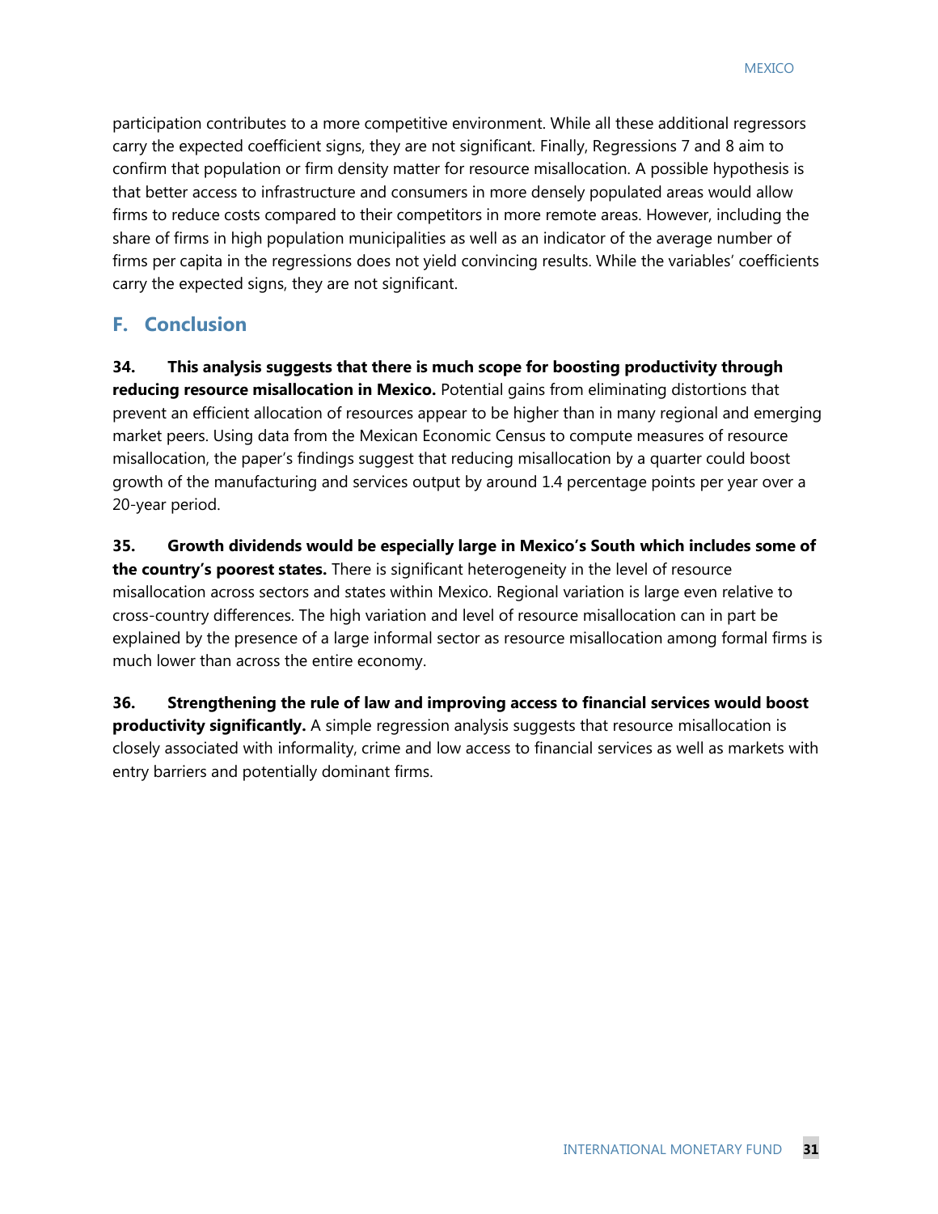participation contributes to a more competitive environment. While all these additional regressors carry the expected coefficient signs, they are not significant. Finally, Regressions 7 and 8 aim to confirm that population or firm density matter for resource misallocation. A possible hypothesis is that better access to infrastructure and consumers in more densely populated areas would allow firms to reduce costs compared to their competitors in more remote areas. However, including the share of firms in high population municipalities as well as an indicator of the average number of firms per capita in the regressions does not yield convincing results. While the variables' coefficients carry the expected signs, they are not significant.

## F. Conclusion

**34. This analysis suggests that there is much scope for boosting productivity through reducing resource misallocation in Mexico.** Potential gains from eliminating distortions that prevent an efficient allocation of resources appear to be higher than in many regional and emerging market peers. Using data from the Mexican Economic Census to compute measures of resource misallocation, the paper's findings suggest that reducing misallocation by a quarter could boost growth of the manufacturing and services output by around 1.4 percentage points per year over a 20-year period.

**35. Growth dividends would be especially large in Mexico's South which includes some of the country's poorest states.** There is significant heterogeneity in the level of resource misallocation across sectors and states within Mexico. Regional variation is large even relative to cross-country differences. The high variation and level of resource misallocation can in part be explained by the presence of a large informal sector as resource misallocation among formal firms is much lower than across the entire economy.

**36. Strengthening the rule of law and improving access to financial services would boost productivity significantly.** A simple regression analysis suggests that resource misallocation is closely associated with informality, crime and low access to financial services as well as markets with entry barriers and potentially dominant firms.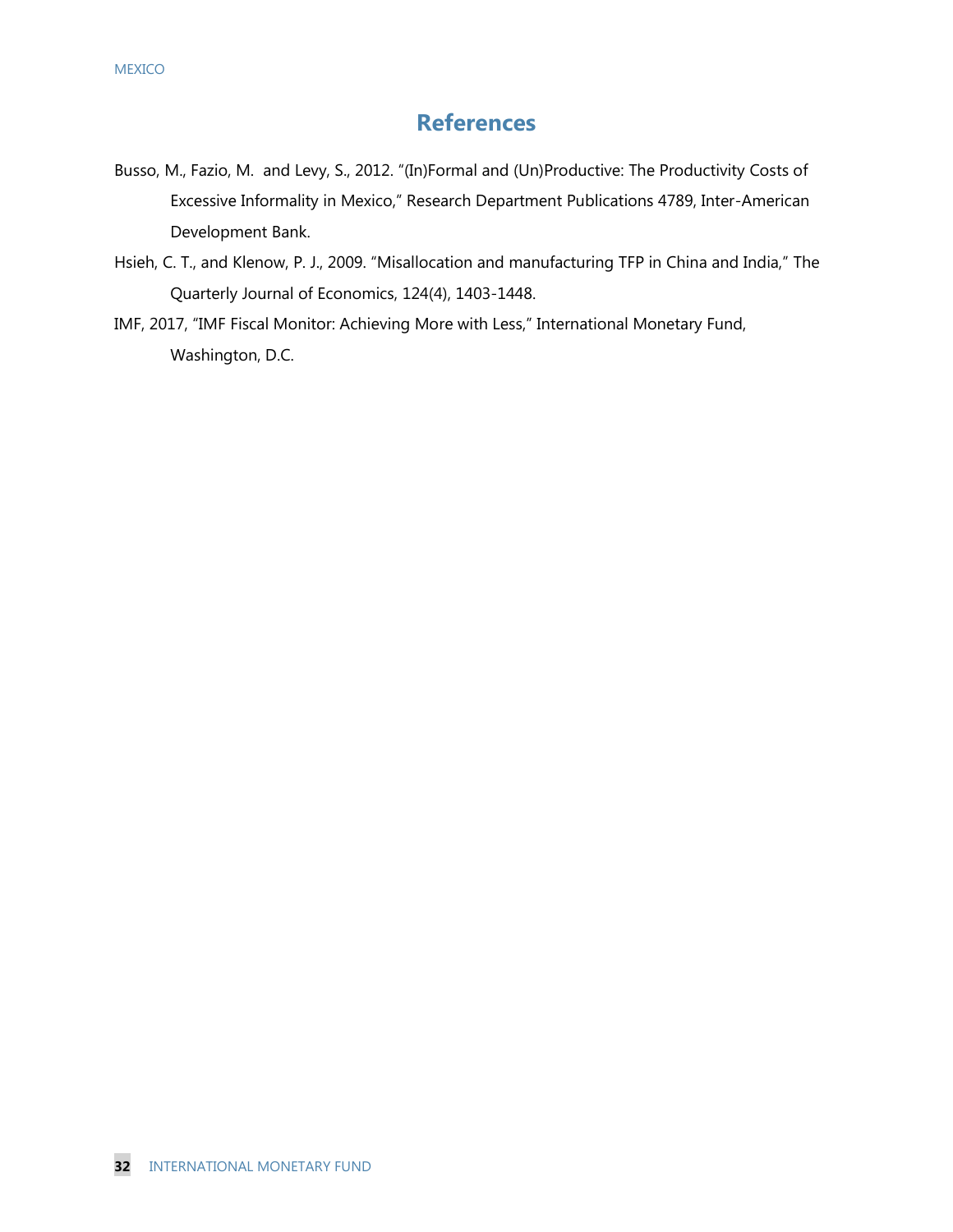## References

Busso, M., Fazio, M. and Levy, S., 2012. "(In)Formal and (Un)Productive: The Productivity Costs of Excessive Informality in Mexico," Research Department Publications 4789, Inter-American Development Bank.

Hsieh, C. T., and Klenow, P. J., 2009. "Misallocation and manufacturing TFP in China and India," The Quarterly Journal of Economics, 124(4), 1403-1448.

IMF, 2017, "IMF Fiscal Monitor: Achieving More with Less," International Monetary Fund, Washington, D.C.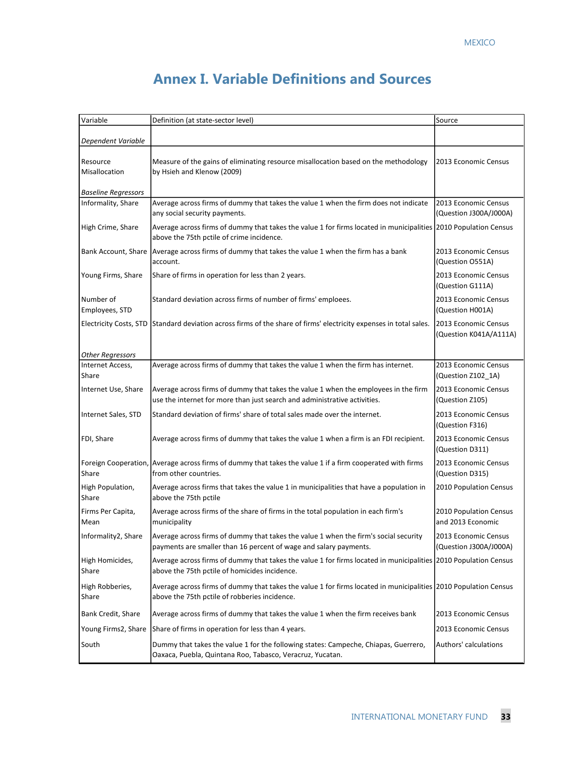# Annex I. Variable Definitions and Sources

| Variable | Definition (at state-sector level) | Source |
|---|---|---|
| *Dependent Variable* | | |
| Resource Misallocation | Measure of the gains of eliminating resource misallocation based on the methodology by Hsieh and Klenow (2009) | 2013 Economic Census |
| *Baseline Regressors* | | |
| Informality, Share | Average across firms of dummy that takes the value 1 when the firm does not indicate any social security payments. | 2013 Economic Census (Question J300A/J000A) |
| High Crime, Share | Average across firms of dummy that takes the value 1 for firms located in municipalities above the 75th pctile of crime incidence. | 2010 Population Census |
| Bank Account, Share | Average across firms of dummy that takes the value 1 when the firm has a bank account. | 2013 Economic Census (Question O551A) |
| Young Firms, Share | Share of firms in operation for less than 2 years. | 2013 Economic Census (Question G111A) |
| Number of Employees, STD | Standard deviation across firms of number of firms' emploees. | 2013 Economic Census (Question H001A) |
| Electricity Costs, STD | Standard deviation across firms of the share of firms' electricity expenses in total sales. | 2013 Economic Census (Question K041A/A111A) |
| *Other Regressors* | | |
| Internet Access, Share | Average across firms of dummy that takes the value 1 when the firm has internet. | 2013 Economic Census (Question Z102_1A) |
| Internet Use, Share | Average across firms of dummy that takes the value 1 when the employees in the firm use the internet for more than just search and administrative activities. | 2013 Economic Census (Question Z105) |
| Internet Sales, STD | Standard deviation of firms' share of total sales made over the internet. | 2013 Economic Census (Question F316) |
| FDI, Share | Average across firms of dummy that takes the value 1 when a firm is an FDI recipient. | 2013 Economic Census (Question D311) |
| Foreign Cooperation, Share | Average across firms of dummy that takes the value 1 if a firm cooperated with firms from other countries. | 2013 Economic Census (Question D315) |
| High Population, Share | Average across firms that takes the value 1 in municipalities that have a population in above the 75th pctile | 2010 Population Census |
| Firms Per Capita, Mean | Average across firms of the share of firms in the total population in each firm's municipality | 2010 Population Census and 2013 Economic |
| Informality2, Share | Average across firms of dummy that takes the value 1 when the firm's social security payments are smaller than 16 percent of wage and salary payments. | 2013 Economic Census (Question J300A/J000A) |
| High Homicides, Share | Average across firms of dummy that takes the value 1 for firms located in municipalities above the 75th pctile of homicides incidence. | 2010 Population Census |
| High Robberies, Share | Average across firms of dummy that takes the value 1 for firms located in municipalities above the 75th pctile of robberies incidence. | 2010 Population Census |
| Bank Credit, Share | Average across firms of dummy that takes the value 1 when the firm receives bank | 2013 Economic Census |
| Young Firms2, Share | Share of firms in operation for less than 4 years. | 2013 Economic Census |
| South | Dummy that takes the value 1 for the following states: Campeche, Chiapas, Guerrero, Oaxaca, Puebla, Quintana Roo, Tabasco, Veracruz, Yucatan. | Authors' calculations |